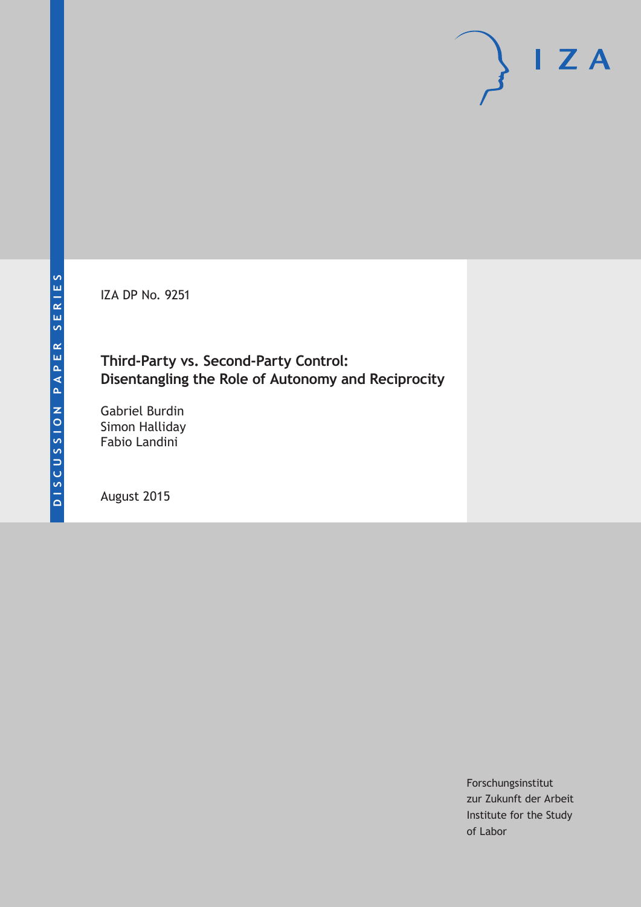DISCUSSION PAPER SERIES

IZA DP No. 9251

# Third-Party vs. Second-Party Control: Disentangling the Role of Autonomy and Reciprocity

Gabriel Burdin
Simon Halliday
Fabio Landini

August 2015

Forschungsinstitut
zur Zukunft der Arbeit
Institute for the Study
of Labor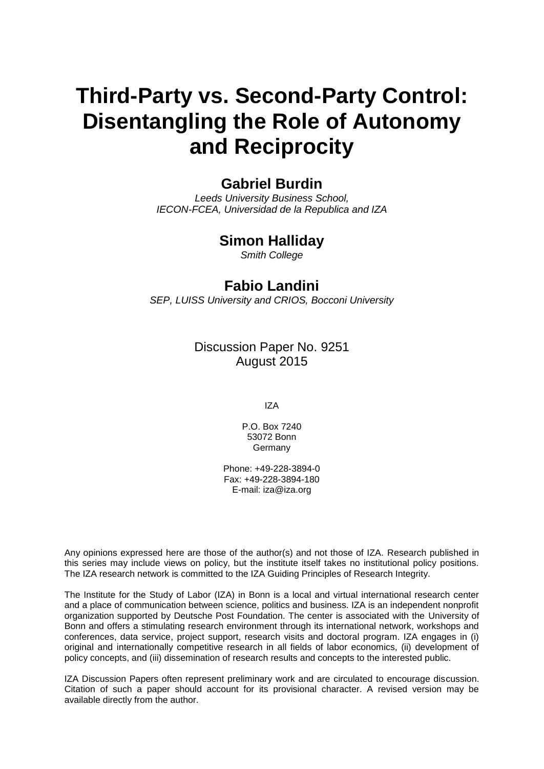# Third-Party vs. Second-Party Control: Disentangling the Role of Autonomy and Reciprocity

**Gabriel Burdin**

*Leeds University Business School,*
*IECON-FCEA, Universidad de la Republica and IZA*

**Simon Halliday**

*Smith College*

**Fabio Landini**

*SEP, LUISS University and CRIOS, Bocconi University*

Discussion Paper No. 9251
August 2015

IZA

P.O. Box 7240
53072 Bonn
Germany

Phone: +49-228-3894-0
Fax: +49-228-3894-180
E-mail: iza@iza.org

Any opinions expressed here are those of the author(s) and not those of IZA. Research published in this series may include views on policy, but the institute itself takes no institutional policy positions. The IZA research network is committed to the IZA Guiding Principles of Research Integrity.

The Institute for the Study of Labor (IZA) in Bonn is a local and virtual international research center and a place of communication between science, politics and business. IZA is an independent nonprofit organization supported by Deutsche Post Foundation. The center is associated with the University of Bonn and offers a stimulating research environment through its international network, workshops and conferences, data service, project support, research visits and doctoral program. IZA engages in (i) original and internationally competitive research in all fields of labor economics, (ii) development of policy concepts, and (iii) dissemination of research results and concepts to the interested public.

IZA Discussion Papers often represent preliminary work and are circulated to encourage discussion. Citation of such a paper should account for its provisional character. A revised version may be available directly from the author.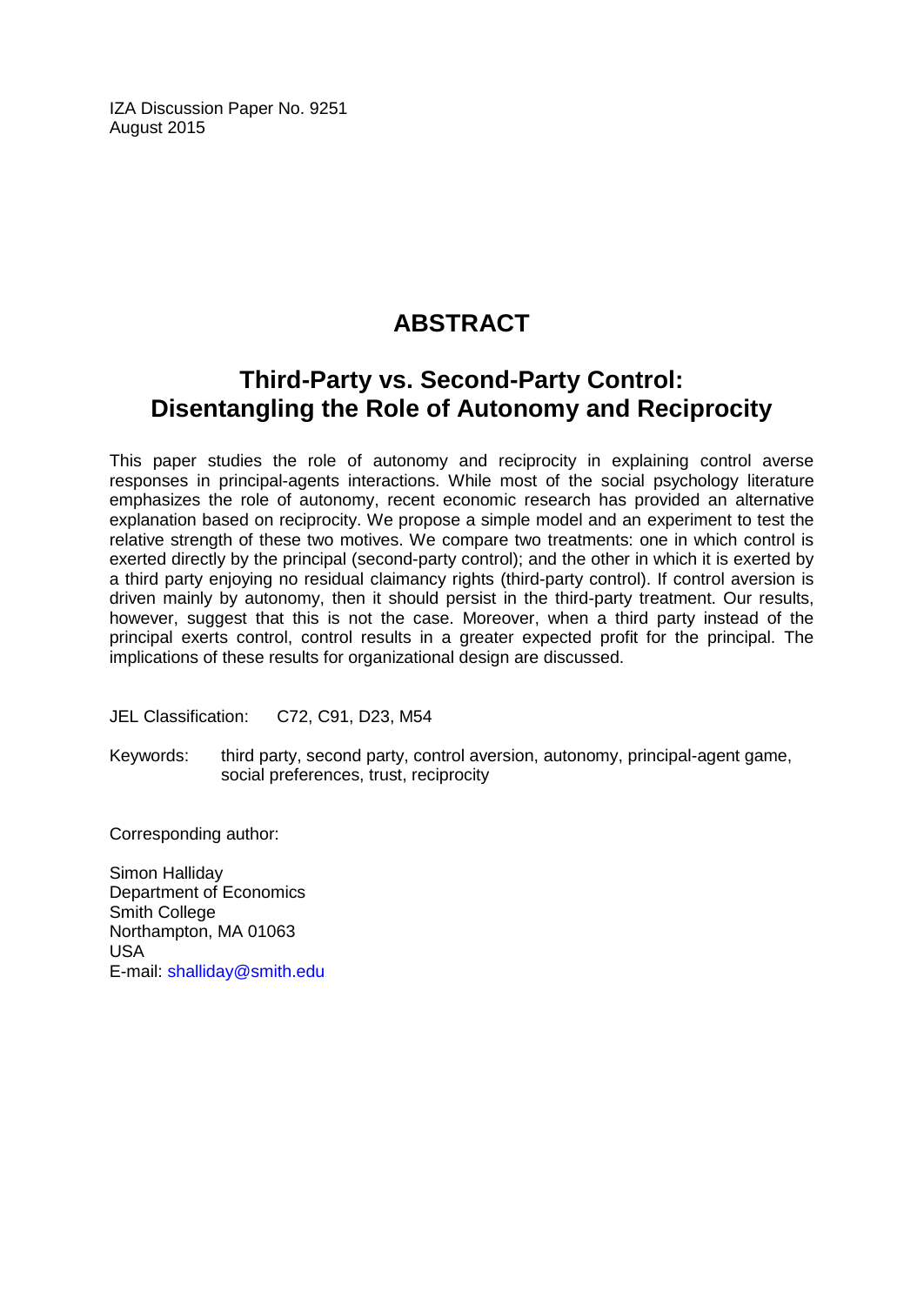IZA Discussion Paper No. 9251
August 2015

# ABSTRACT

## Third-Party vs. Second-Party Control: Disentangling the Role of Autonomy and Reciprocity

This paper studies the role of autonomy and reciprocity in explaining control averse responses in principal-agents interactions. While most of the social psychology literature emphasizes the role of autonomy, recent economic research has provided an alternative explanation based on reciprocity. We propose a simple model and an experiment to test the relative strength of these two motives. We compare two treatments: one in which control is exerted directly by the principal (second-party control); and the other in which it is exerted by a third party enjoying no residual claimancy rights (third-party control). If control aversion is driven mainly by autonomy, then it should persist in the third-party treatment. Our results, however, suggest that this is not the case. Moreover, when a third party instead of the principal exerts control, control results in a greater expected profit for the principal. The implications of these results for organizational design are discussed.

JEL Classification: C72, C91, D23, M54

Keywords: third party, second party, control aversion, autonomy, principal-agent game, social preferences, trust, reciprocity

Corresponding author:

Simon Halliday
Department of Economics
Smith College
Northampton, MA 01063
USA
E-mail: shalliday@smith.edu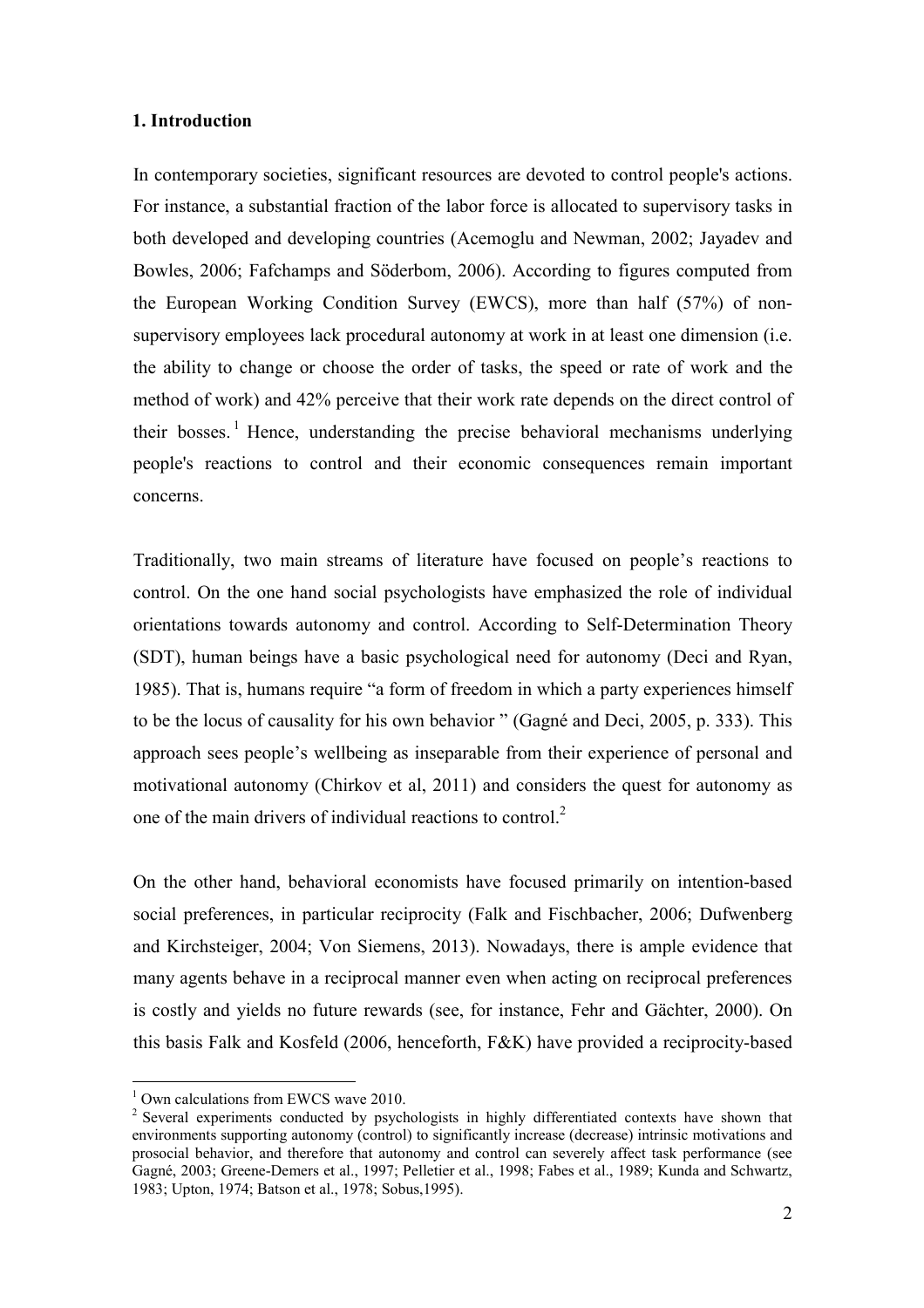## 1. Introduction

In contemporary societies, significant resources are devoted to control people's actions. For instance, a substantial fraction of the labor force is allocated to supervisory tasks in both developed and developing countries (Acemoglu and Newman, 2002; Jayadev and Bowles, 2006; Fafchamps and Söderbom, 2006). According to figures computed from the European Working Condition Survey (EWCS), more than half (57%) of non-supervisory employees lack procedural autonomy at work in at least one dimension (i.e. the ability to change or choose the order of tasks, the speed or rate of work and the method of work) and 42% perceive that their work rate depends on the direct control of their bosses.[1] Hence, understanding the precise behavioral mechanisms underlying people's reactions to control and their economic consequences remain important concerns.

Traditionally, two main streams of literature have focused on people's reactions to control. On the one hand social psychologists have emphasized the role of individual orientations towards autonomy and control. According to Self-Determination Theory (SDT), human beings have a basic psychological need for autonomy (Deci and Ryan, 1985). That is, humans require "a form of freedom in which a party experiences himself to be the locus of causality for his own behavior " (Gagné and Deci, 2005, p. 333). This approach sees people's wellbeing as inseparable from their experience of personal and motivational autonomy (Chirkov et al, 2011) and considers the quest for autonomy as one of the main drivers of individual reactions to control.[2]

On the other hand, behavioral economists have focused primarily on intention-based social preferences, in particular reciprocity (Falk and Fischbacher, 2006; Dufwenberg and Kirchsteiger, 2004; Von Siemens, 2013). Nowadays, there is ample evidence that many agents behave in a reciprocal manner even when acting on reciprocal preferences is costly and yields no future rewards (see, for instance, Fehr and Gächter, 2000). On this basis Falk and Kosfeld (2006, henceforth, F&K) have provided a reciprocity-based

---

[1] Own calculations from EWCS wave 2010.

[2] Several experiments conducted by psychologists in highly differentiated contexts have shown that environments supporting autonomy (control) to significantly increase (decrease) intrinsic motivations and prosocial behavior, and therefore that autonomy and control can severely affect task performance (see Gagné, 2003; Greene-Demers et al., 1997; Pelletier et al., 1998; Fabes et al., 1989; Kunda and Schwartz, 1983; Upton, 1974; Batson et al., 1978; Sobus,1995).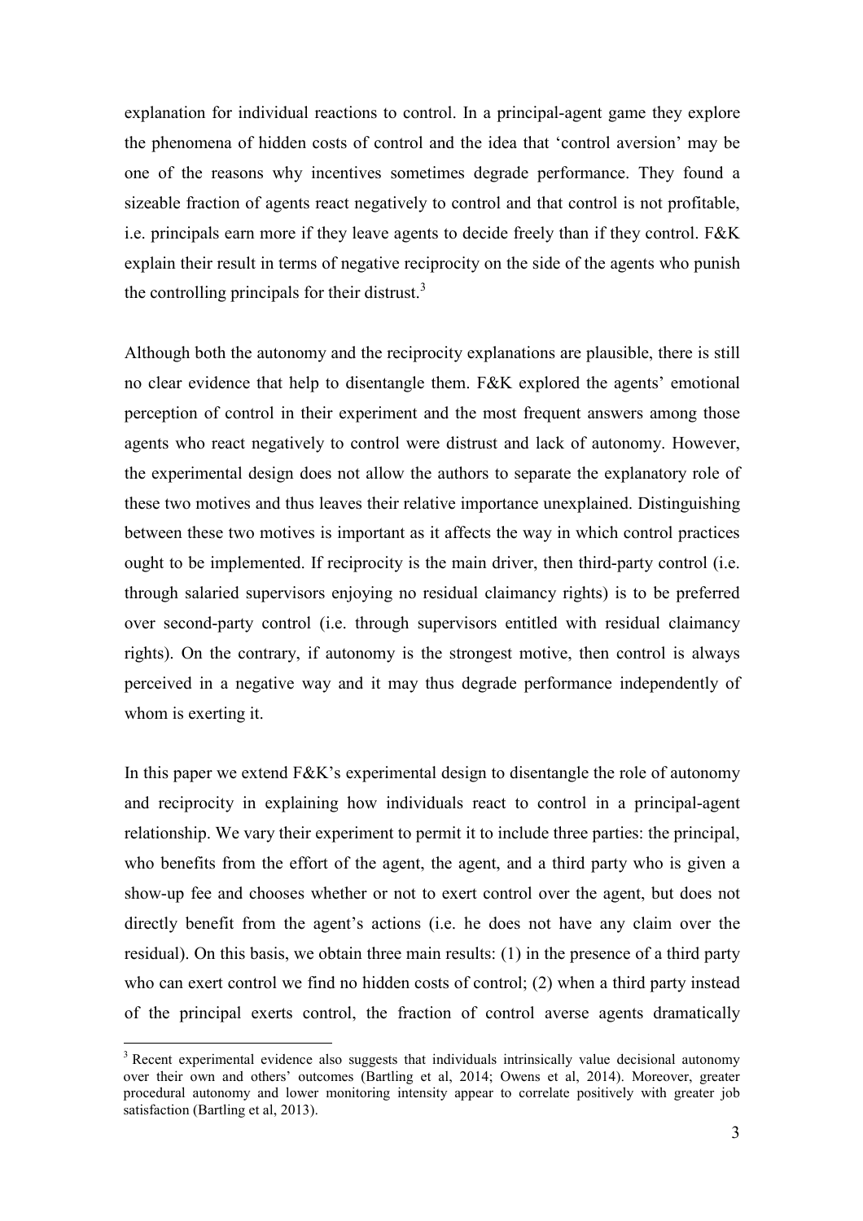explanation for individual reactions to control. In a principal-agent game they explore the phenomena of hidden costs of control and the idea that 'control aversion' may be one of the reasons why incentives sometimes degrade performance. They found a sizeable fraction of agents react negatively to control and that control is not profitable, i.e. principals earn more if they leave agents to decide freely than if they control. F&K explain their result in terms of negative reciprocity on the side of the agents who punish the controlling principals for their distrust.[3]

Although both the autonomy and the reciprocity explanations are plausible, there is still no clear evidence that help to disentangle them. F&K explored the agents' emotional perception of control in their experiment and the most frequent answers among those agents who react negatively to control were distrust and lack of autonomy. However, the experimental design does not allow the authors to separate the explanatory role of these two motives and thus leaves their relative importance unexplained. Distinguishing between these two motives is important as it affects the way in which control practices ought to be implemented. If reciprocity is the main driver, then third-party control (i.e. through salaried supervisors enjoying no residual claimancy rights) is to be preferred over second-party control (i.e. through supervisors entitled with residual claimancy rights). On the contrary, if autonomy is the strongest motive, then control is always perceived in a negative way and it may thus degrade performance independently of whom is exerting it.

In this paper we extend F&K's experimental design to disentangle the role of autonomy and reciprocity in explaining how individuals react to control in a principal-agent relationship. We vary their experiment to permit it to include three parties: the principal, who benefits from the effort of the agent, the agent, and a third party who is given a show-up fee and chooses whether or not to exert control over the agent, but does not directly benefit from the agent's actions (i.e. he does not have any claim over the residual). On this basis, we obtain three main results: (1) in the presence of a third party who can exert control we find no hidden costs of control; (2) when a third party instead of the principal exerts control, the fraction of control averse agents dramatically

[3] Recent experimental evidence also suggests that individuals intrinsically value decisional autonomy over their own and others' outcomes (Bartling et al, 2014; Owens et al, 2014). Moreover, greater procedural autonomy and lower monitoring intensity appear to correlate positively with greater job satisfaction (Bartling et al, 2013).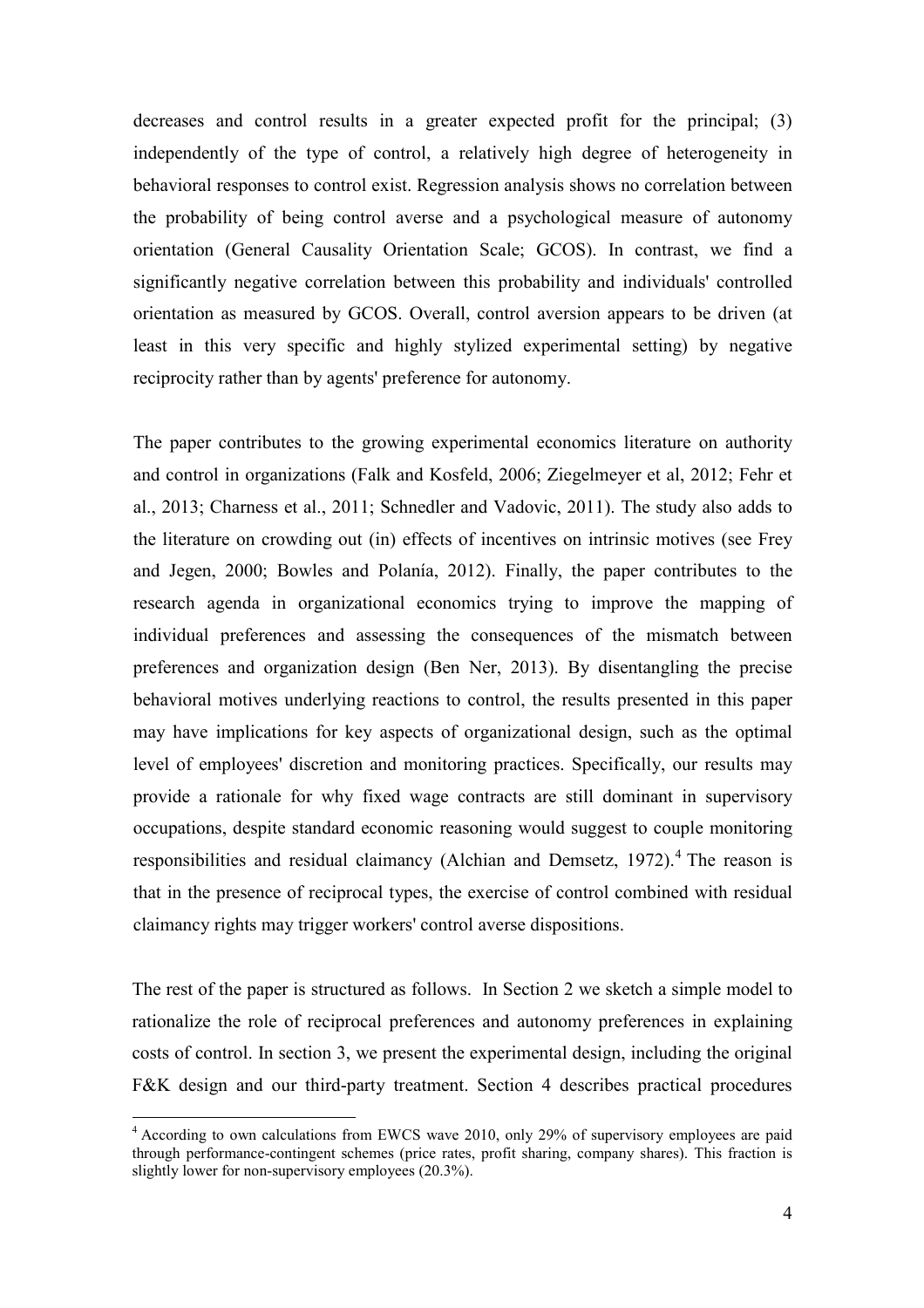decreases and control results in a greater expected profit for the principal; (3) independently of the type of control, a relatively high degree of heterogeneity in behavioral responses to control exist. Regression analysis shows no correlation between the probability of being control averse and a psychological measure of autonomy orientation (General Causality Orientation Scale; GCOS). In contrast, we find a significantly negative correlation between this probability and individuals' controlled orientation as measured by GCOS. Overall, control aversion appears to be driven (at least in this very specific and highly stylized experimental setting) by negative reciprocity rather than by agents' preference for autonomy.

The paper contributes to the growing experimental economics literature on authority and control in organizations (Falk and Kosfeld, 2006; Ziegelmeyer et al, 2012; Fehr et al., 2013; Charness et al., 2011; Schnedler and Vadovic, 2011). The study also adds to the literature on crowding out (in) effects of incentives on intrinsic motives (see Frey and Jegen, 2000; Bowles and Polanía, 2012). Finally, the paper contributes to the research agenda in organizational economics trying to improve the mapping of individual preferences and assessing the consequences of the mismatch between preferences and organization design (Ben Ner, 2013). By disentangling the precise behavioral motives underlying reactions to control, the results presented in this paper may have implications for key aspects of organizational design, such as the optimal level of employees' discretion and monitoring practices. Specifically, our results may provide a rationale for why fixed wage contracts are still dominant in supervisory occupations, despite standard economic reasoning would suggest to couple monitoring responsibilities and residual claimancy (Alchian and Demsetz, 1972).[4] The reason is that in the presence of reciprocal types, the exercise of control combined with residual claimancy rights may trigger workers' control averse dispositions.

The rest of the paper is structured as follows. In Section 2 we sketch a simple model to rationalize the role of reciprocal preferences and autonomy preferences in explaining costs of control. In section 3, we present the experimental design, including the original F&K design and our third-party treatment. Section 4 describes practical procedures

---

[4] According to own calculations from EWCS wave 2010, only 29% of supervisory employees are paid through performance-contingent schemes (price rates, profit sharing, company shares). This fraction is slightly lower for non-supervisory employees (20.3%).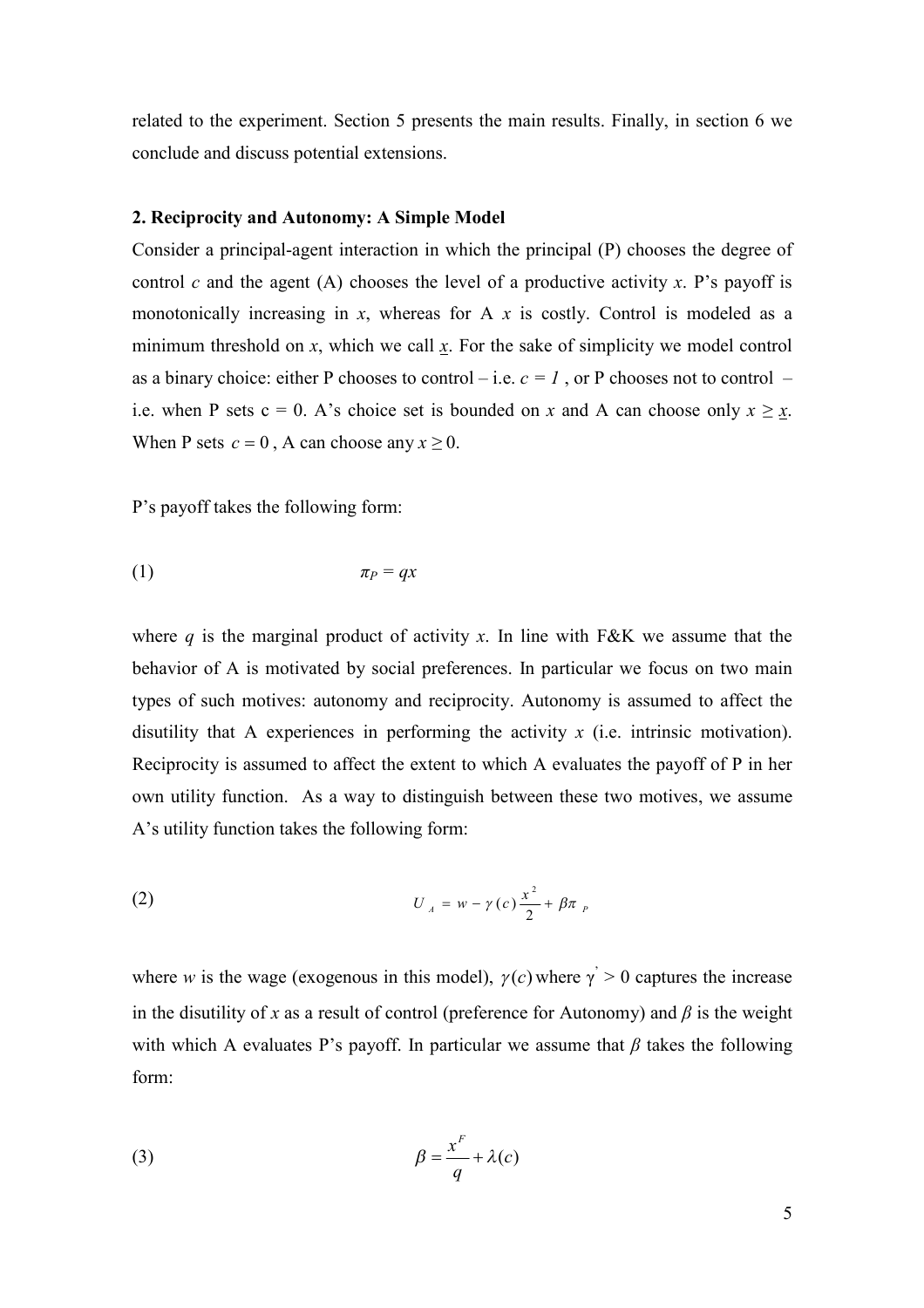related to the experiment. Section 5 presents the main results. Finally, in section 6 we conclude and discuss potential extensions.

## 2. Reciprocity and Autonomy: A Simple Model

Consider a principal-agent interaction in which the principal (P) chooses the degree of control $c$ and the agent (A) chooses the level of a productive activity $x$. P's payoff is monotonically increasing in $x$, whereas for A $x$ is costly. Control is modeled as a minimum threshold on $x$, which we call $\underline{x}$. For the sake of simplicity we model control as a binary choice: either P chooses to control – i.e. $c = 1$ , or P chooses not to control – i.e. when P sets c = 0. A's choice set is bounded on $x$ and A can choose only $x \geq \underline{x}$. When P sets $c = 0$ , A can choose any $x \geq 0$.

P's payoff takes the following form:

$$\pi_P = qx \tag{1}$$

where $q$ is the marginal product of activity $x$. In line with F&K we assume that the behavior of A is motivated by social preferences. In particular we focus on two main types of such motives: autonomy and reciprocity. Autonomy is assumed to affect the disutility that A experiences in performing the activity $x$ (i.e. intrinsic motivation). Reciprocity is assumed to affect the extent to which A evaluates the payoff of P in her own utility function. As a way to distinguish between these two motives, we assume A's utility function takes the following form:

$$U_A = w - \gamma(c)\frac{x^2}{2} + \beta\pi_P \tag{2}$$

where $w$ is the wage (exogenous in this model), $\gamma(c)$ where $\gamma' > 0$ captures the increase in the disutility of $x$ as a result of control (preference for Autonomy) and $\beta$ is the weight with which A evaluates P's payoff. In particular we assume that $\beta$ takes the following form:

$$\beta = \frac{x^F}{q} + \lambda(c) \tag{3}$$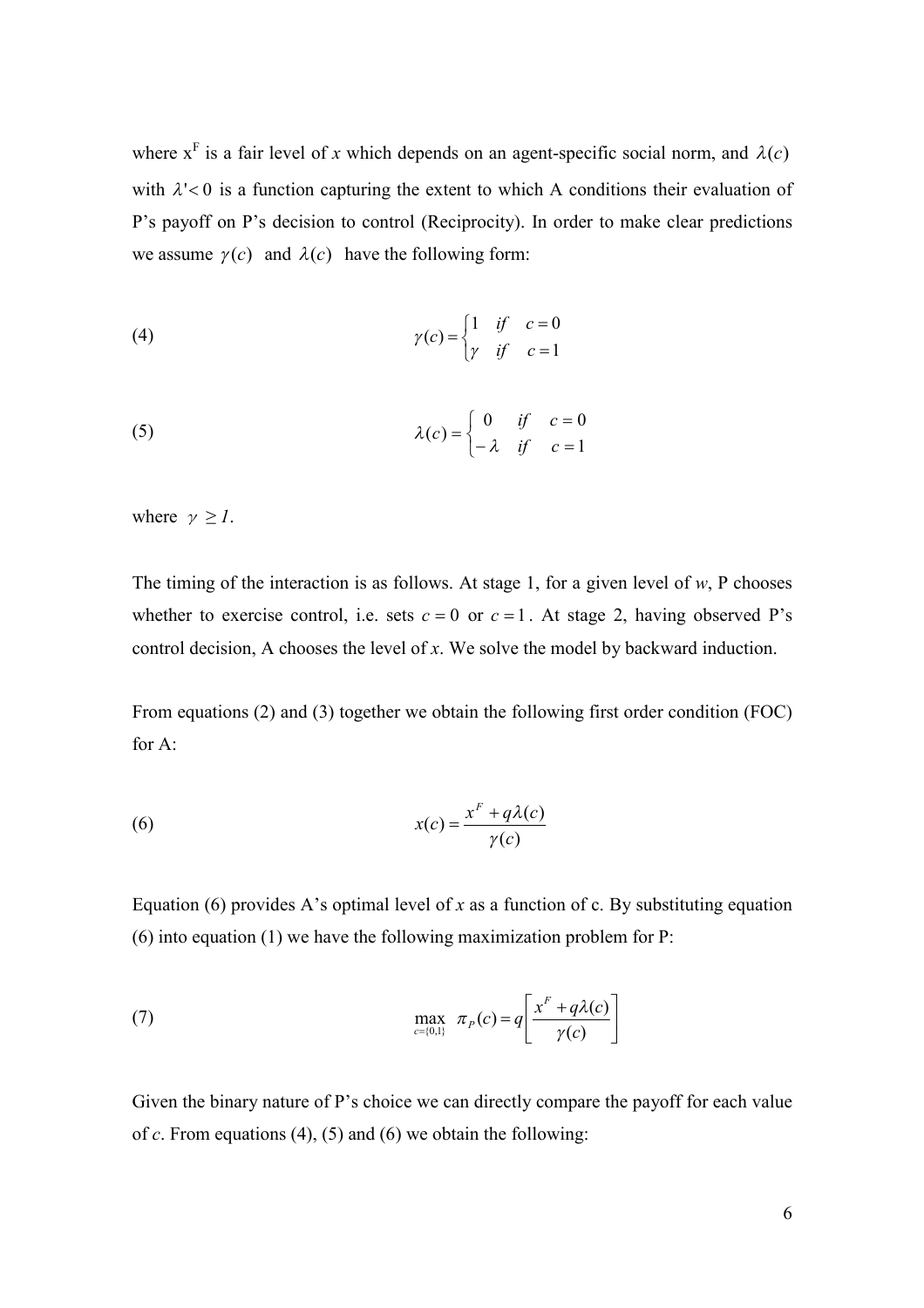where $x^F$ is a fair level of $x$ which depends on an agent-specific social norm, and $\lambda(c)$ with $\lambda' < 0$ is a function capturing the extent to which A conditions their evaluation of P's payoff on P's decision to control (Reciprocity). In order to make clear predictions we assume $\gamma(c)$ and $\lambda(c)$ have the following form:

$$\gamma(c) = \begin{cases} 1 & if \quad c = 0 \\ \gamma & if \quad c = 1 \end{cases} \tag{4}$$

$$\lambda(c) = \begin{cases} 0 & if \quad c = 0 \\ -\lambda & if \quad c = 1 \end{cases} \tag{5}$$

where $\gamma \geq 1$.

The timing of the interaction is as follows. At stage 1, for a given level of $w$, P chooses whether to exercise control, i.e. sets $c = 0$ or $c = 1$. At stage 2, having observed P's control decision, A chooses the level of $x$. We solve the model by backward induction.

From equations (2) and (3) together we obtain the following first order condition (FOC) for A:

$$x(c) = \frac{x^F + q\lambda(c)}{\gamma(c)} \tag{6}$$

Equation (6) provides A's optimal level of $x$ as a function of c. By substituting equation (6) into equation (1) we have the following maximization problem for P:

$$\max_{c=\{0,1\}} \ \pi_P(c) = q\left[\frac{x^F + q\lambda(c)}{\gamma(c)}\right] \tag{7}$$

Given the binary nature of P's choice we can directly compare the payoff for each value of $c$. From equations (4), (5) and (6) we obtain the following: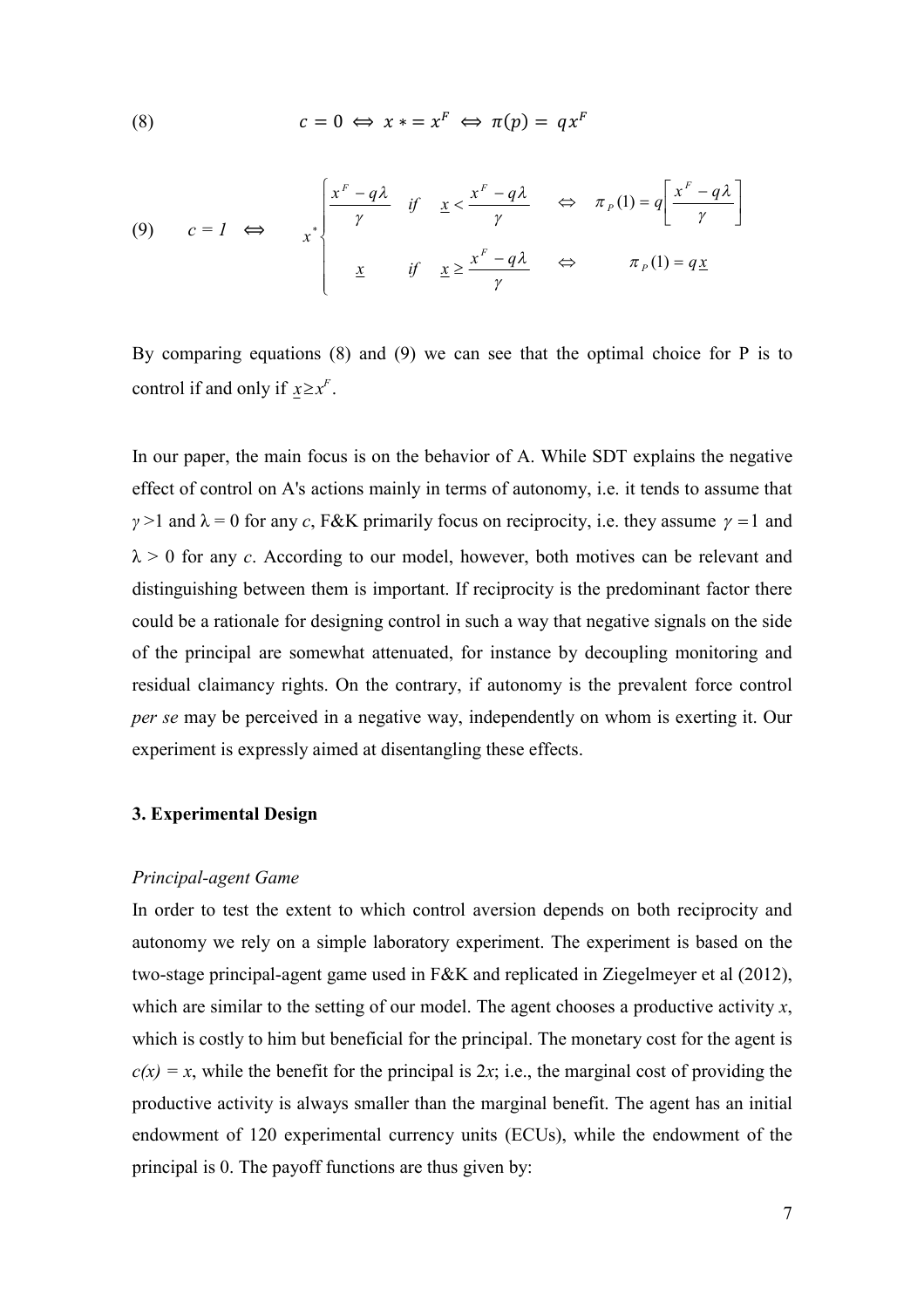$$(8) \qquad c = 0 \iff x* = x^F \iff \pi(p) = qx^F$$

$$(9) \qquad c = 1 \iff x^* \begin{cases} \dfrac{x^F - q\lambda}{\gamma} & if \quad \underline{x} < \dfrac{x^F - q\lambda}{\gamma} \quad \iff \quad \pi_P(1) = q\left[\dfrac{x^F - q\lambda}{\gamma}\right] \\ \underline{x} & if \quad \underline{x} \geq \dfrac{x^F - q\lambda}{\gamma} \quad \iff \quad \pi_P(1) = q\underline{x} \end{cases}$$

By comparing equations (8) and (9) we can see that the optimal choice for P is to control if and only if $\underline{x} \geq x^F$.

In our paper, the main focus is on the behavior of A. While SDT explains the negative effect of control on A's actions mainly in terms of autonomy, i.e. it tends to assume that $\gamma > 1$ and $\lambda = 0$ for any $c$, F&K primarily focus on reciprocity, i.e. they assume $\gamma = 1$ and $\lambda > 0$ for any $c$. According to our model, however, both motives can be relevant and distinguishing between them is important. If reciprocity is the predominant factor there could be a rationale for designing control in such a way that negative signals on the side of the principal are somewhat attenuated, for instance by decoupling monitoring and residual claimancy rights. On the contrary, if autonomy is the prevalent force control *per se* may be perceived in a negative way, independently on whom is exerting it. Our experiment is expressly aimed at disentangling these effects.

## 3. Experimental Design

*Principal-agent Game*

In order to test the extent to which control aversion depends on both reciprocity and autonomy we rely on a simple laboratory experiment. The experiment is based on the two-stage principal-agent game used in F&K and replicated in Ziegelmeyer et al (2012), which are similar to the setting of our model. The agent chooses a productive activity $x$, which is costly to him but beneficial for the principal. The monetary cost for the agent is $c(x) = x$, while the benefit for the principal is $2x$; i.e., the marginal cost of providing the productive activity is always smaller than the marginal benefit. The agent has an initial endowment of 120 experimental currency units (ECUs), while the endowment of the principal is 0. The payoff functions are thus given by: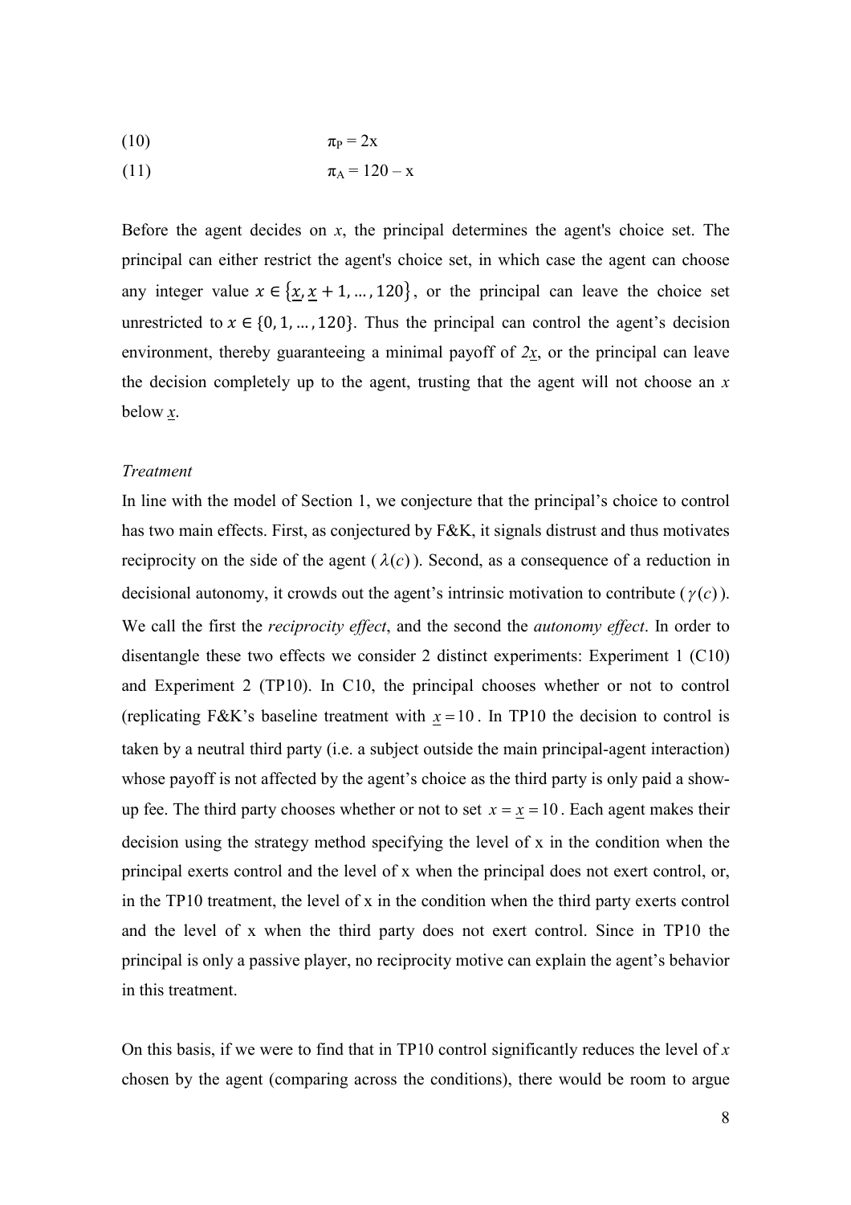$$\pi_P = 2x \tag{10}$$

$$\pi_A = 120 - x \tag{11}$$

Before the agent decides on $x$, the principal determines the agent's choice set. The principal can either restrict the agent's choice set, in which case the agent can choose any integer value $x \in \{\underline{x}, \underline{x}+1, \ldots, 120\}$, or the principal can leave the choice set unrestricted to $x \in \{0, 1, \ldots, 120\}$. Thus the principal can control the agent's decision environment, thereby guaranteeing a minimal payoff of $2\underline{x}$, or the principal can leave the decision completely up to the agent, trusting that the agent will not choose an $x$ below $\underline{x}$.

*Treatment*

In line with the model of Section 1, we conjecture that the principal's choice to control has two main effects. First, as conjectured by F&K, it signals distrust and thus motivates reciprocity on the side of the agent ($\lambda(c)$). Second, as a consequence of a reduction in decisional autonomy, it crowds out the agent's intrinsic motivation to contribute ($\gamma(c)$). We call the first the *reciprocity effect*, and the second the *autonomy effect*. In order to disentangle these two effects we consider 2 distinct experiments: Experiment 1 (C10) and Experiment 2 (TP10). In C10, the principal chooses whether or not to control (replicating F&K's baseline treatment with $\underline{x} = 10$. In TP10 the decision to control is taken by a neutral third party (i.e. a subject outside the main principal-agent interaction) whose payoff is not affected by the agent's choice as the third party is only paid a show-up fee. The third party chooses whether or not to set $x = \underline{x} = 10$. Each agent makes their decision using the strategy method specifying the level of x in the condition when the principal exerts control and the level of x when the principal does not exert control, or, in the TP10 treatment, the level of x in the condition when the third party exerts control and the level of x when the third party does not exert control. Since in TP10 the principal is only a passive player, no reciprocity motive can explain the agent's behavior in this treatment.

On this basis, if we were to find that in TP10 control significantly reduces the level of $x$ chosen by the agent (comparing across the conditions), there would be room to argue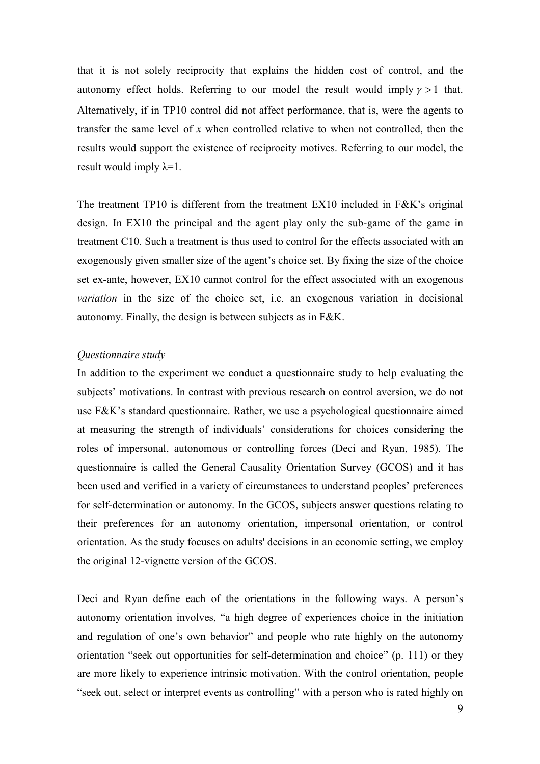that it is not solely reciprocity that explains the hidden cost of control, and the autonomy effect holds. Referring to our model the result would imply $\gamma > 1$ that. Alternatively, if in TP10 control did not affect performance, that is, were the agents to transfer the same level of $x$ when controlled relative to when not controlled, then the results would support the existence of reciprocity motives. Referring to our model, the result would imply $\lambda=1$.

The treatment TP10 is different from the treatment EX10 included in F&K's original design. In EX10 the principal and the agent play only the sub-game of the game in treatment C10. Such a treatment is thus used to control for the effects associated with an exogenously given smaller size of the agent's choice set. By fixing the size of the choice set ex-ante, however, EX10 cannot control for the effect associated with an exogenous *variation* in the size of the choice set, i.e. an exogenous variation in decisional autonomy. Finally, the design is between subjects as in F&K.

*Questionnaire study*

In addition to the experiment we conduct a questionnaire study to help evaluating the subjects' motivations. In contrast with previous research on control aversion, we do not use F&K's standard questionnaire. Rather, we use a psychological questionnaire aimed at measuring the strength of individuals' considerations for choices considering the roles of impersonal, autonomous or controlling forces (Deci and Ryan, 1985). The questionnaire is called the General Causality Orientation Survey (GCOS) and it has been used and verified in a variety of circumstances to understand peoples' preferences for self-determination or autonomy. In the GCOS, subjects answer questions relating to their preferences for an autonomy orientation, impersonal orientation, or control orientation. As the study focuses on adults' decisions in an economic setting, we employ the original 12-vignette version of the GCOS.

Deci and Ryan define each of the orientations in the following ways. A person's autonomy orientation involves, "a high degree of experiences choice in the initiation and regulation of one's own behavior" and people who rate highly on the autonomy orientation "seek out opportunities for self-determination and choice" (p. 111) or they are more likely to experience intrinsic motivation. With the control orientation, people "seek out, select or interpret events as controlling" with a person who is rated highly on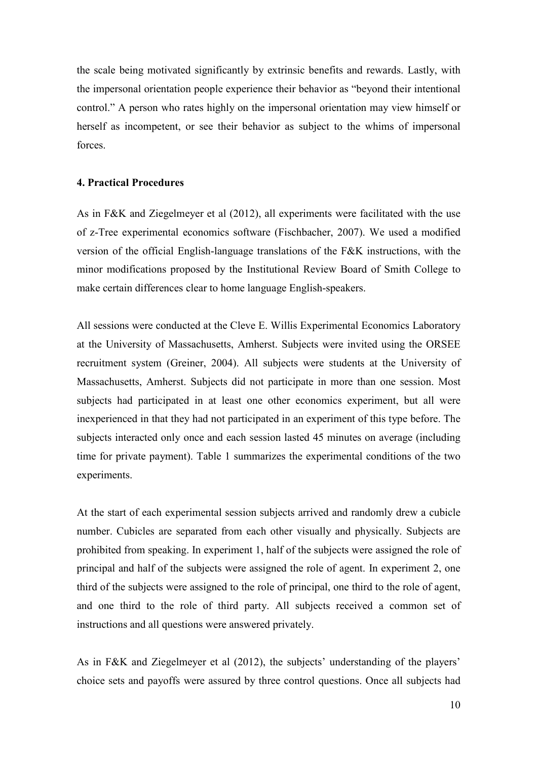the scale being motivated significantly by extrinsic benefits and rewards. Lastly, with the impersonal orientation people experience their behavior as "beyond their intentional control." A person who rates highly on the impersonal orientation may view himself or herself as incompetent, or see their behavior as subject to the whims of impersonal forces.

### 4. Practical Procedures

As in F&K and Ziegelmeyer et al (2012), all experiments were facilitated with the use of z-Tree experimental economics software (Fischbacher, 2007). We used a modified version of the official English-language translations of the F&K instructions, with the minor modifications proposed by the Institutional Review Board of Smith College to make certain differences clear to home language English-speakers.

All sessions were conducted at the Cleve E. Willis Experimental Economics Laboratory at the University of Massachusetts, Amherst. Subjects were invited using the ORSEE recruitment system (Greiner, 2004). All subjects were students at the University of Massachusetts, Amherst. Subjects did not participate in more than one session. Most subjects had participated in at least one other economics experiment, but all were inexperienced in that they had not participated in an experiment of this type before. The subjects interacted only once and each session lasted 45 minutes on average (including time for private payment). Table 1 summarizes the experimental conditions of the two experiments.

At the start of each experimental session subjects arrived and randomly drew a cubicle number. Cubicles are separated from each other visually and physically. Subjects are prohibited from speaking. In experiment 1, half of the subjects were assigned the role of principal and half of the subjects were assigned the role of agent. In experiment 2, one third of the subjects were assigned to the role of principal, one third to the role of agent, and one third to the role of third party. All subjects received a common set of instructions and all questions were answered privately.

As in F&K and Ziegelmeyer et al (2012), the subjects' understanding of the players' choice sets and payoffs were assured by three control questions. Once all subjects had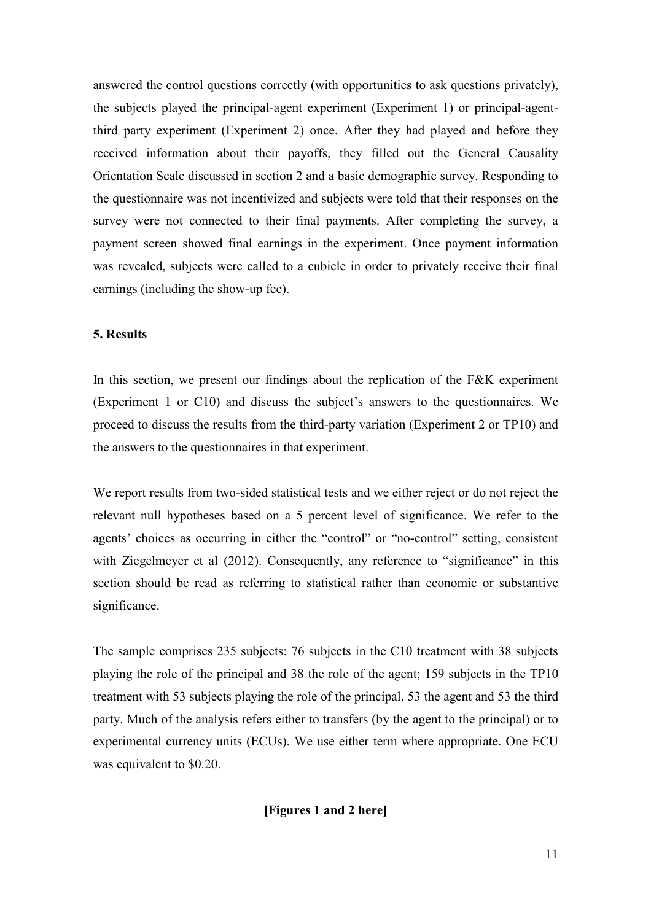answered the control questions correctly (with opportunities to ask questions privately), the subjects played the principal-agent experiment (Experiment 1) or principal-agent-third party experiment (Experiment 2) once. After they had played and before they received information about their payoffs, they filled out the General Causality Orientation Scale discussed in section 2 and a basic demographic survey. Responding to the questionnaire was not incentivized and subjects were told that their responses on the survey were not connected to their final payments. After completing the survey, a payment screen showed final earnings in the experiment. Once payment information was revealed, subjects were called to a cubicle in order to privately receive their final earnings (including the show-up fee).

## 5. Results

In this section, we present our findings about the replication of the F&K experiment (Experiment 1 or C10) and discuss the subject's answers to the questionnaires. We proceed to discuss the results from the third-party variation (Experiment 2 or TP10) and the answers to the questionnaires in that experiment.

We report results from two-sided statistical tests and we either reject or do not reject the relevant null hypotheses based on a 5 percent level of significance. We refer to the agents' choices as occurring in either the "control" or "no-control" setting, consistent with Ziegelmeyer et al (2012). Consequently, any reference to "significance" in this section should be read as referring to statistical rather than economic or substantive significance.

The sample comprises 235 subjects: 76 subjects in the C10 treatment with 38 subjects playing the role of the principal and 38 the role of the agent; 159 subjects in the TP10 treatment with 53 subjects playing the role of the principal, 53 the agent and 53 the third party. Much of the analysis refers either to transfers (by the agent to the principal) or to experimental currency units (ECUs). We use either term where appropriate. One ECU was equivalent to $0.20.

**[Figures 1 and 2 here]**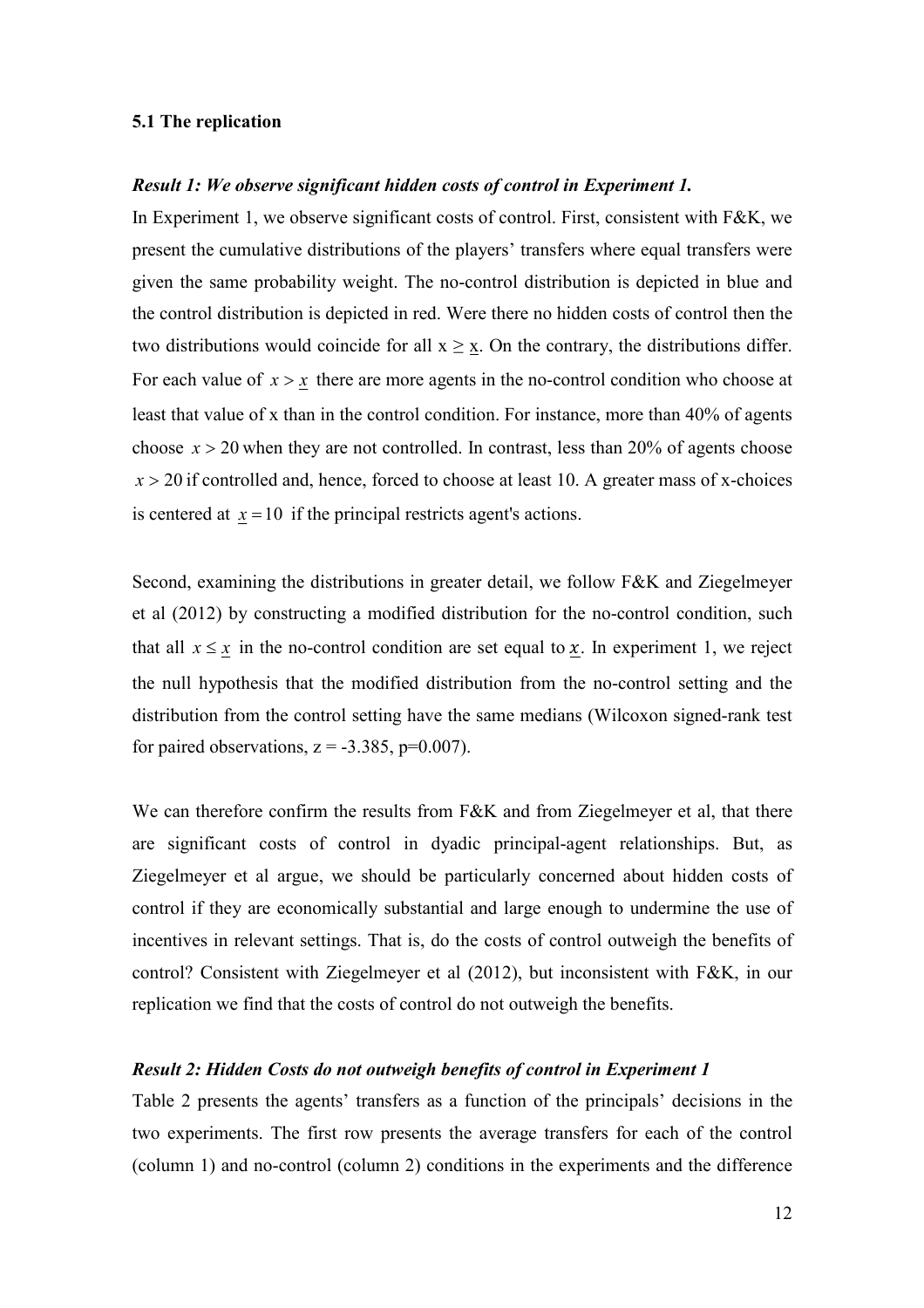### 5.1 The replication

***Result 1: We observe significant hidden costs of control in Experiment 1.***

In Experiment 1, we observe significant costs of control. First, consistent with F&K, we present the cumulative distributions of the players' transfers where equal transfers were given the same probability weight. The no-control distribution is depicted in blue and the control distribution is depicted in red. Were there no hidden costs of control then the two distributions would coincide for all $x \geq \underline{x}$. On the contrary, the distributions differ. For each value of $x > \underline{x}$ there are more agents in the no-control condition who choose at least that value of x than in the control condition. For instance, more than 40% of agents choose $x > 20$ when they are not controlled. In contrast, less than 20% of agents choose $x > 20$ if controlled and, hence, forced to choose at least 10. A greater mass of x-choices is centered at $\underline{x} = 10$ if the principal restricts agent's actions.

Second, examining the distributions in greater detail, we follow F&K and Ziegelmeyer et al (2012) by constructing a modified distribution for the no-control condition, such that all $x \leq \underline{x}$ in the no-control condition are set equal to $\underline{x}$. In experiment 1, we reject the null hypothesis that the modified distribution from the no-control setting and the distribution from the control setting have the same medians (Wilcoxon signed-rank test for paired observations, $z = -3.385$, $p=0.007$).

We can therefore confirm the results from F&K and from Ziegelmeyer et al, that there are significant costs of control in dyadic principal-agent relationships. But, as Ziegelmeyer et al argue, we should be particularly concerned about hidden costs of control if they are economically substantial and large enough to undermine the use of incentives in relevant settings. That is, do the costs of control outweigh the benefits of control? Consistent with Ziegelmeyer et al (2012), but inconsistent with F&K, in our replication we find that the costs of control do not outweigh the benefits.

***Result 2: Hidden Costs do not outweigh benefits of control in Experiment 1***

Table 2 presents the agents' transfers as a function of the principals' decisions in the two experiments. The first row presents the average transfers for each of the control (column 1) and no-control (column 2) conditions in the experiments and the difference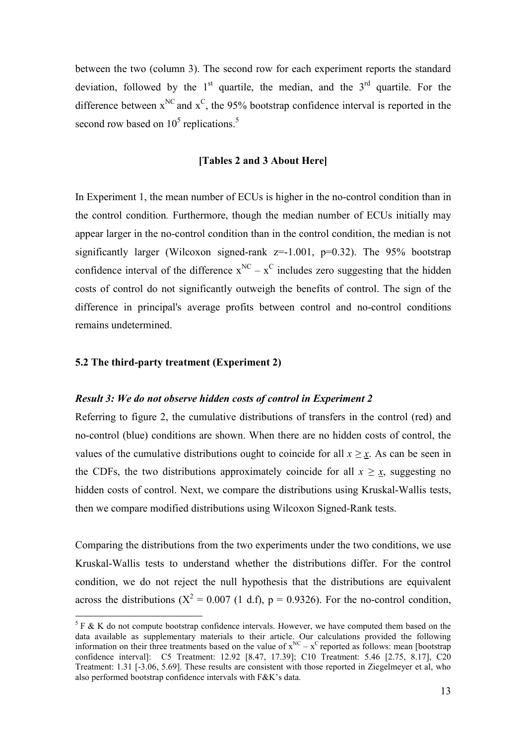between the two (column 3). The second row for each experiment reports the standard deviation, followed by the 1st quartile, the median, and the 3rd quartile. For the difference between $x^{NC}$ and $x^{C}$, the 95% bootstrap confidence interval is reported in the second row based on $10^5$ replications.[5]

**[Tables 2 and 3 About Here]**

In Experiment 1, the mean number of ECUs is higher in the no-control condition than in the control condition*.* Furthermore, though the median number of ECUs initially may appear larger in the no-control condition than in the control condition, the median is not significantly larger (Wilcoxon signed-rank z=-1.001, p=0.32). The 95% bootstrap confidence interval of the difference $x^{NC} - x^{C}$ includes zero suggesting that the hidden costs of control do not significantly outweigh the benefits of control. The sign of the difference in principal's average profits between control and no-control conditions remains undetermined.

### 5.2 The third-party treatment (Experiment 2)

***Result 3: We do not observe hidden costs of control in Experiment 2***

Referring to figure 2, the cumulative distributions of transfers in the control (red) and no-control (blue) conditions are shown. When there are no hidden costs of control, the values of the cumulative distributions ought to coincide for all $x \geq \underline{x}$. As can be seen in the CDFs, the two distributions approximately coincide for all $x \geq \underline{x}$, suggesting no hidden costs of control. Next, we compare the distributions using Kruskal-Wallis tests, then we compare modified distributions using Wilcoxon Signed-Rank tests.

Comparing the distributions from the two experiments under the two conditions, we use Kruskal-Wallis tests to understand whether the distributions differ. For the control condition, we do not reject the null hypothesis that the distributions are equivalent across the distributions ($X^2 = 0.007$ (1 d.f), p = 0.9326). For the no-control condition,

---

[5] F & K do not compute bootstrap confidence intervals. However, we have computed them based on the data available as supplementary materials to their article. Our calculations provided the following information on their three treatments based on the value of $x^{NC} - x^{C}$ reported as follows: mean [bootstrap confidence interval]: C5 Treatment: 12.92 [8.47, 17.39]; C10 Treatment: 5.46 [2.75, 8.17], C20 Treatment: 1.31 [-3.06, 5.69]. These results are consistent with those reported in Ziegelmeyer et al, who also performed bootstrap confidence intervals with F&K's data.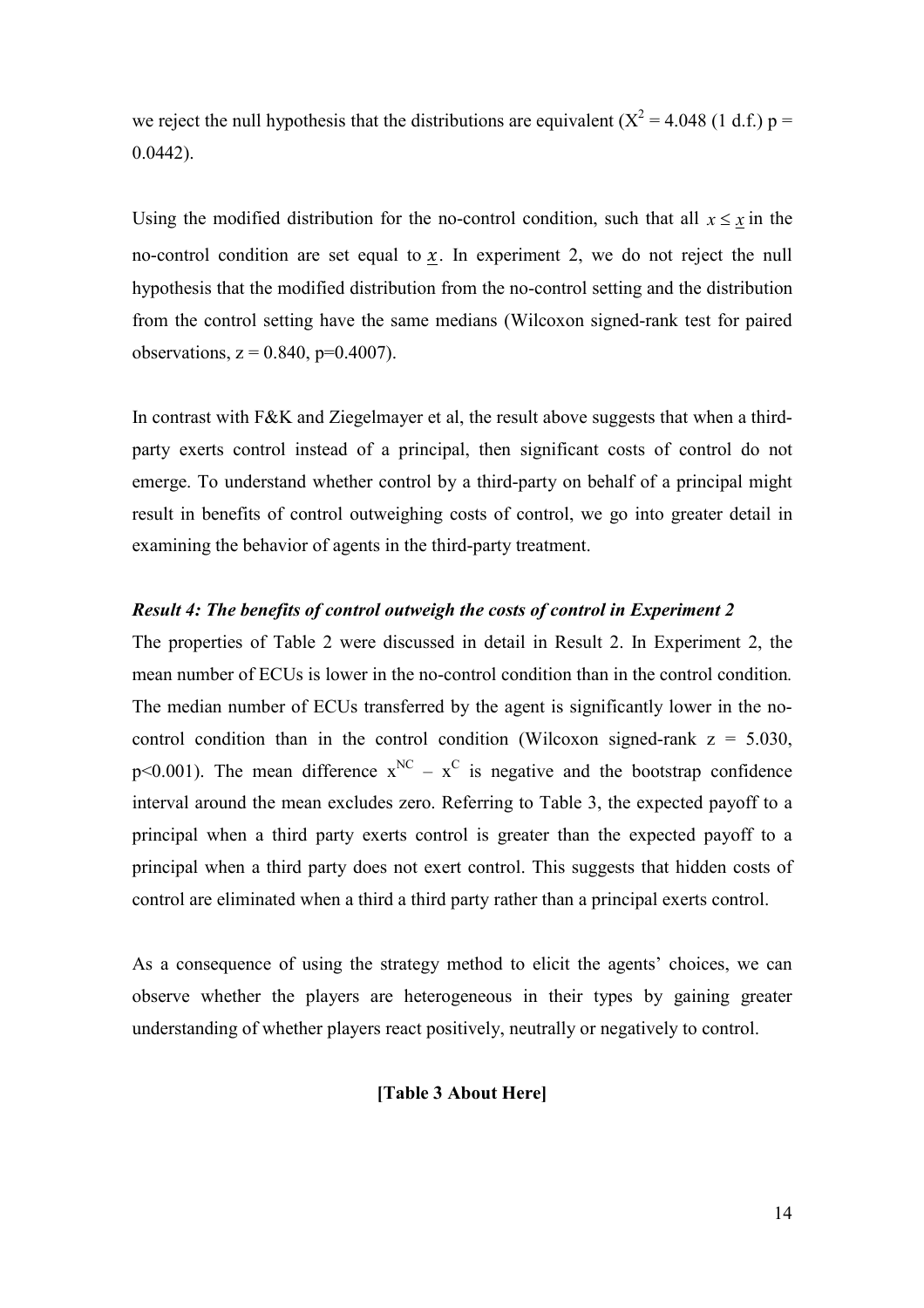we reject the null hypothesis that the distributions are equivalent ($X^2 = 4.048$ (1 d.f.) p = 0.0442).

Using the modified distribution for the no-control condition, such that all $x \leq \underline{x}$ in the no-control condition are set equal to $\underline{x}$. In experiment 2, we do not reject the null hypothesis that the modified distribution from the no-control setting and the distribution from the control setting have the same medians (Wilcoxon signed-rank test for paired observations, z = 0.840, p=0.4007).

In contrast with F&K and Ziegelmayer et al, the result above suggests that when a third-party exerts control instead of a principal, then significant costs of control do not emerge. To understand whether control by a third-party on behalf of a principal might result in benefits of control outweighing costs of control, we go into greater detail in examining the behavior of agents in the third-party treatment.

***Result 4: The benefits of control outweigh the costs of control in Experiment 2***

The properties of Table 2 were discussed in detail in Result 2. In Experiment 2, the mean number of ECUs is lower in the no-control condition than in the control condition. The median number of ECUs transferred by the agent is significantly lower in the no-control condition than in the control condition (Wilcoxon signed-rank z = 5.030, p<0.001). The mean difference $x^{NC} - x^{C}$ is negative and the bootstrap confidence interval around the mean excludes zero. Referring to Table 3, the expected payoff to a principal when a third party exerts control is greater than the expected payoff to a principal when a third party does not exert control. This suggests that hidden costs of control are eliminated when a third a third party rather than a principal exerts control.

As a consequence of using the strategy method to elicit the agents' choices, we can observe whether the players are heterogeneous in their types by gaining greater understanding of whether players react positively, neutrally or negatively to control.

**[Table 3 About Here]**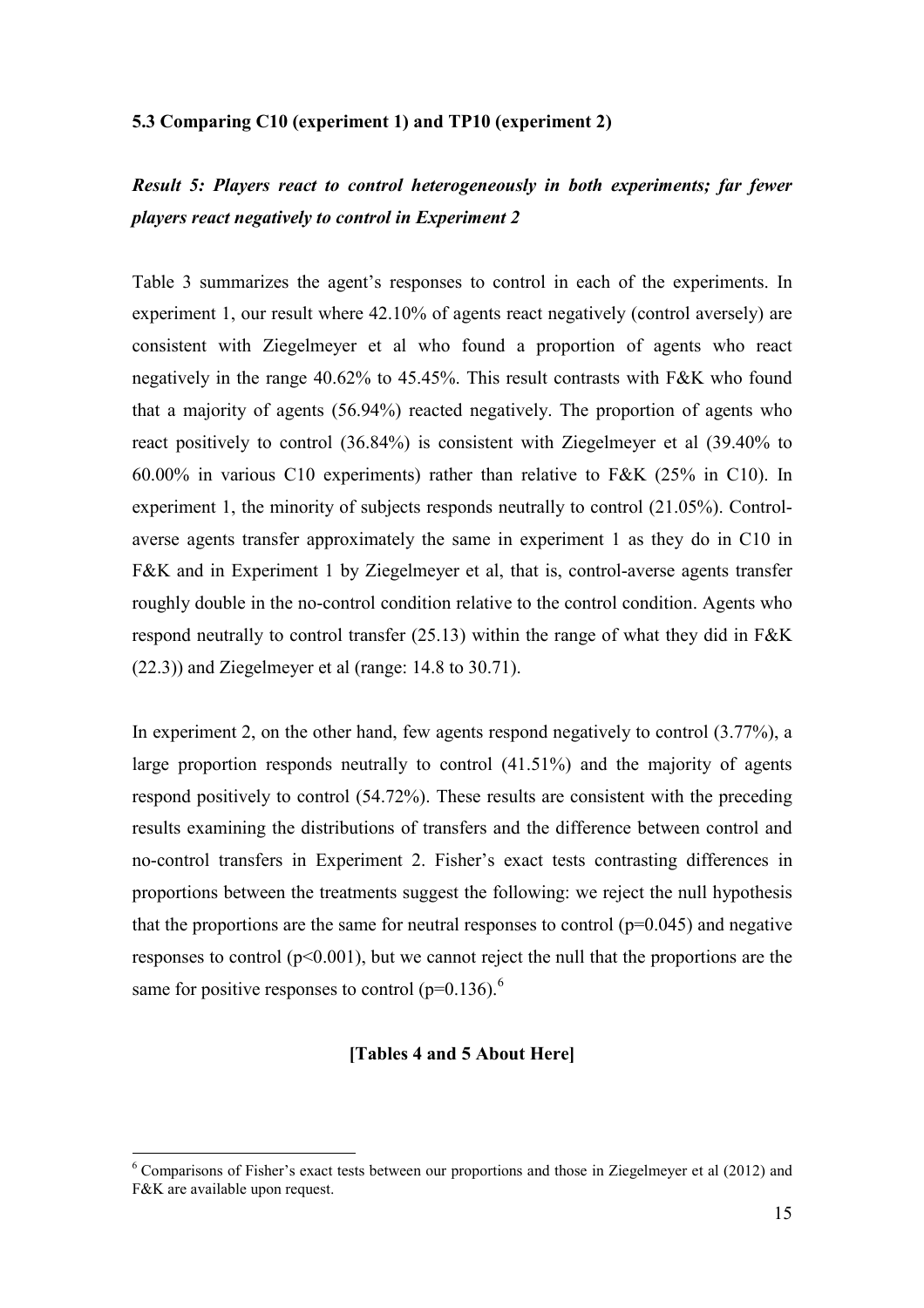### 5.3 Comparing C10 (experiment 1) and TP10 (experiment 2)

***Result 5: Players react to control heterogeneously in both experiments; far fewer players react negatively to control in Experiment 2***

Table 3 summarizes the agent's responses to control in each of the experiments. In experiment 1, our result where 42.10% of agents react negatively (control aversely) are consistent with Ziegelmeyer et al who found a proportion of agents who react negatively in the range 40.62% to 45.45%. This result contrasts with F&K who found that a majority of agents (56.94%) reacted negatively. The proportion of agents who react positively to control (36.84%) is consistent with Ziegelmeyer et al (39.40% to 60.00% in various C10 experiments) rather than relative to F&K (25% in C10). In experiment 1, the minority of subjects responds neutrally to control (21.05%). Control-averse agents transfer approximately the same in experiment 1 as they do in C10 in F&K and in Experiment 1 by Ziegelmeyer et al, that is, control-averse agents transfer roughly double in the no-control condition relative to the control condition. Agents who respond neutrally to control transfer (25.13) within the range of what they did in F&K (22.3)) and Ziegelmeyer et al (range: 14.8 to 30.71).

In experiment 2, on the other hand, few agents respond negatively to control (3.77%), a large proportion responds neutrally to control (41.51%) and the majority of agents respond positively to control (54.72%). These results are consistent with the preceding results examining the distributions of transfers and the difference between control and no-control transfers in Experiment 2. Fisher's exact tests contrasting differences in proportions between the treatments suggest the following: we reject the null hypothesis that the proportions are the same for neutral responses to control ($p=0.045$) and negative responses to control ($p<0.001$), but we cannot reject the null that the proportions are the same for positive responses to control ($p=0.136$).[6]

**[Tables 4 and 5 About Here]**

[6] Comparisons of Fisher's exact tests between our proportions and those in Ziegelmeyer et al (2012) and F&K are available upon request.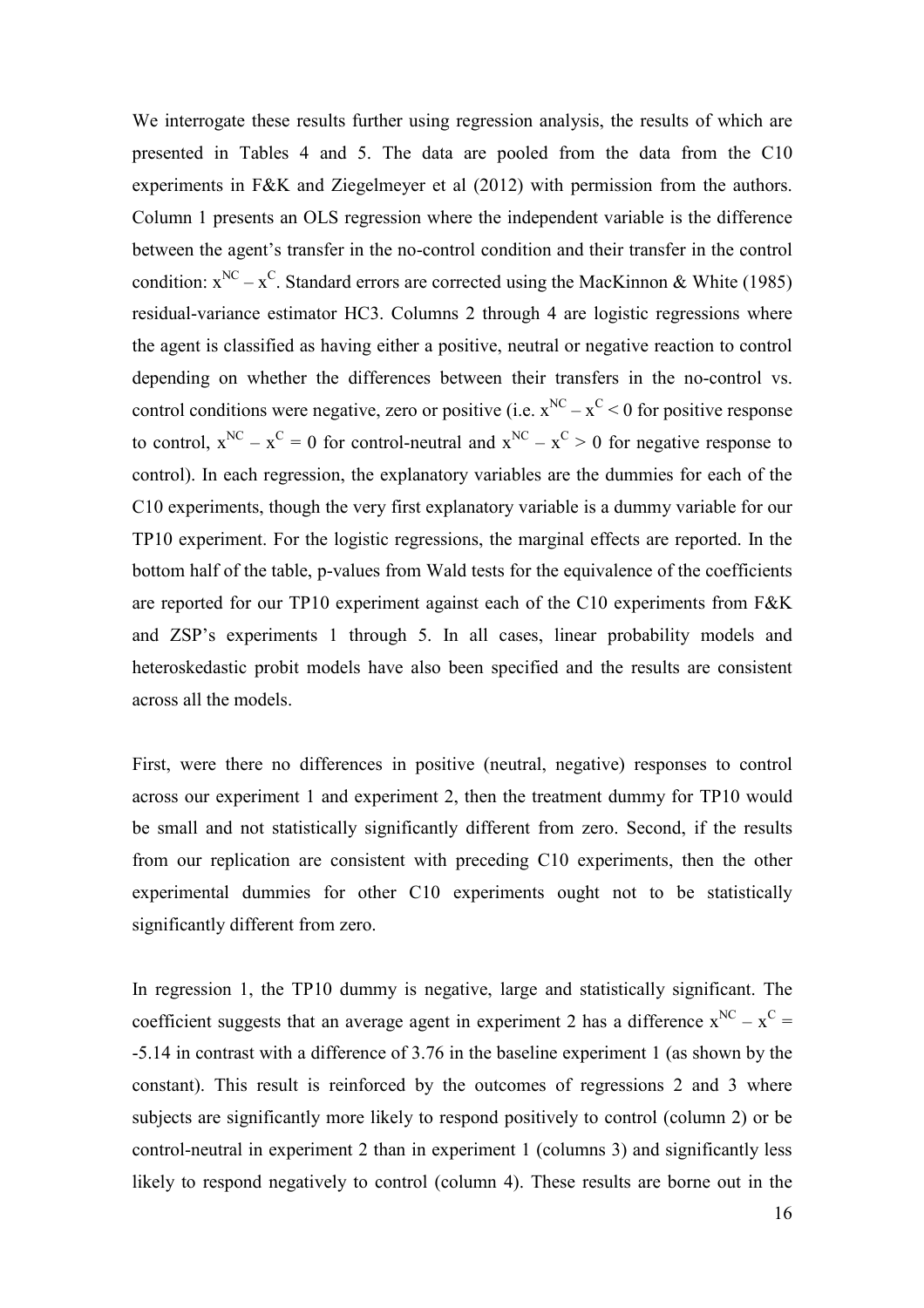We interrogate these results further using regression analysis, the results of which are presented in Tables 4 and 5. The data are pooled from the data from the C10 experiments in F&K and Ziegelmeyer et al (2012) with permission from the authors. Column 1 presents an OLS regression where the independent variable is the difference between the agent's transfer in the no-control condition and their transfer in the control condition: $x^{NC} – x^{C}$. Standard errors are corrected using the MacKinnon & White (1985) residual-variance estimator HC3. Columns 2 through 4 are logistic regressions where the agent is classified as having either a positive, neutral or negative reaction to control depending on whether the differences between their transfers in the no-control vs. control conditions were negative, zero or positive (i.e. $x^{NC} – x^{C} < 0$ for positive response to control, $x^{NC} – x^{C} = 0$ for control-neutral and $x^{NC} – x^{C} > 0$ for negative response to control). In each regression, the explanatory variables are the dummies for each of the C10 experiments, though the very first explanatory variable is a dummy variable for our TP10 experiment. For the logistic regressions, the marginal effects are reported. In the bottom half of the table, p-values from Wald tests for the equivalence of the coefficients are reported for our TP10 experiment against each of the C10 experiments from F&K and ZSP's experiments 1 through 5. In all cases, linear probability models and heteroskedastic probit models have also been specified and the results are consistent across all the models.

First, were there no differences in positive (neutral, negative) responses to control across our experiment 1 and experiment 2, then the treatment dummy for TP10 would be small and not statistically significantly different from zero. Second, if the results from our replication are consistent with preceding C10 experiments, then the other experimental dummies for other C10 experiments ought not to be statistically significantly different from zero.

In regression 1, the TP10 dummy is negative, large and statistically significant. The coefficient suggests that an average agent in experiment 2 has a difference $x^{NC} – x^{C} = -5.14$ in contrast with a difference of 3.76 in the baseline experiment 1 (as shown by the constant). This result is reinforced by the outcomes of regressions 2 and 3 where subjects are significantly more likely to respond positively to control (column 2) or be control-neutral in experiment 2 than in experiment 1 (columns 3) and significantly less likely to respond negatively to control (column 4). These results are borne out in the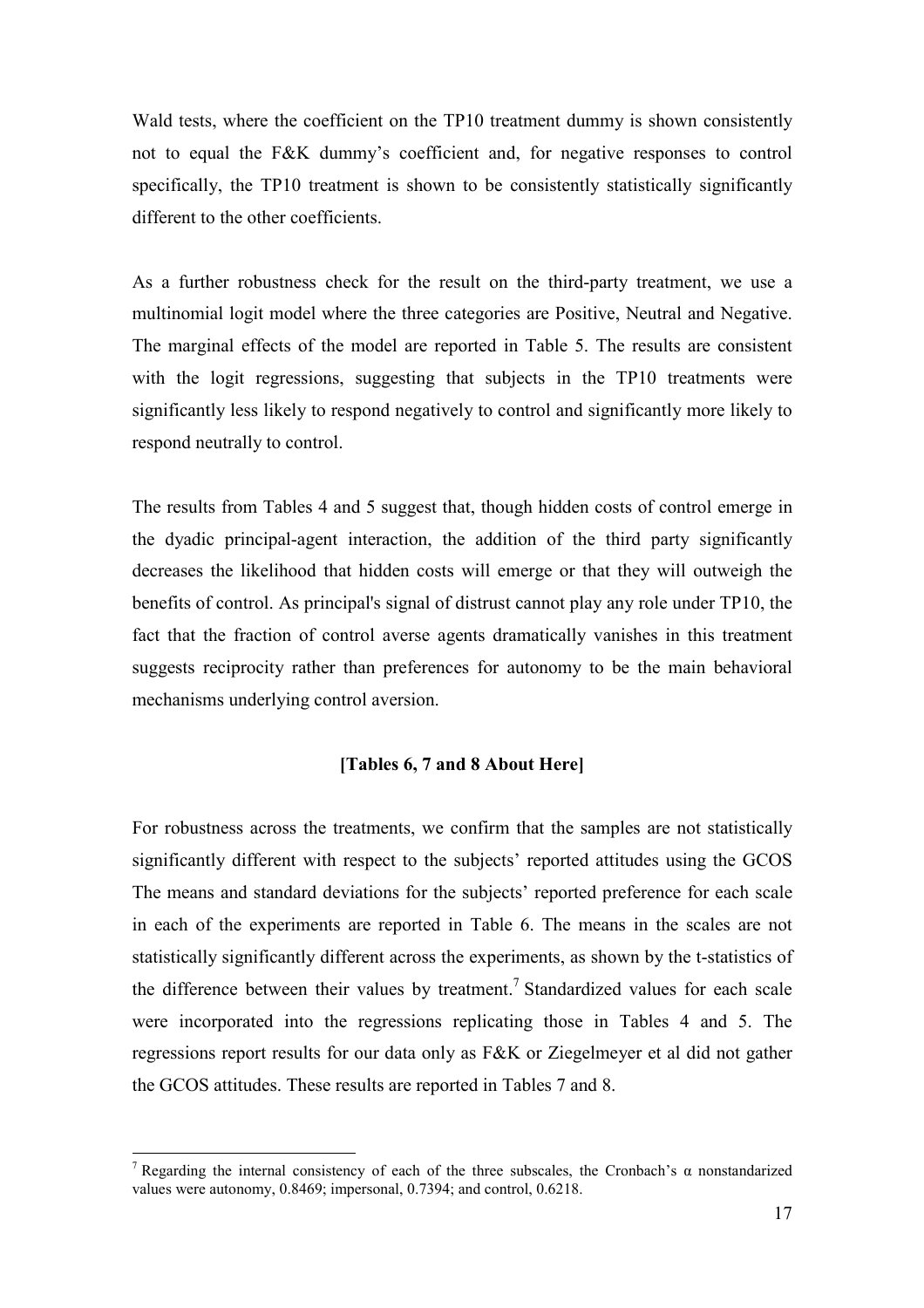Wald tests, where the coefficient on the TP10 treatment dummy is shown consistently not to equal the F&K dummy's coefficient and, for negative responses to control specifically, the TP10 treatment is shown to be consistently statistically significantly different to the other coefficients.

As a further robustness check for the result on the third-party treatment, we use a multinomial logit model where the three categories are Positive, Neutral and Negative. The marginal effects of the model are reported in Table 5. The results are consistent with the logit regressions, suggesting that subjects in the TP10 treatments were significantly less likely to respond negatively to control and significantly more likely to respond neutrally to control.

The results from Tables 4 and 5 suggest that, though hidden costs of control emerge in the dyadic principal-agent interaction, the addition of the third party significantly decreases the likelihood that hidden costs will emerge or that they will outweigh the benefits of control. As principal's signal of distrust cannot play any role under TP10, the fact that the fraction of control averse agents dramatically vanishes in this treatment suggests reciprocity rather than preferences for autonomy to be the main behavioral mechanisms underlying control aversion.

**[Tables 6, 7 and 8 About Here]**

For robustness across the treatments, we confirm that the samples are not statistically significantly different with respect to the subjects' reported attitudes using the GCOS The means and standard deviations for the subjects' reported preference for each scale in each of the experiments are reported in Table 6. The means in the scales are not statistically significantly different across the experiments, as shown by the t-statistics of the difference between their values by treatment.[7] Standardized values for each scale were incorporated into the regressions replicating those in Tables 4 and 5. The regressions report results for our data only as F&K or Ziegelmeyer et al did not gather the GCOS attitudes. These results are reported in Tables 7 and 8.

[7] Regarding the internal consistency of each of the three subscales, the Cronbach's $\alpha$ nonstandarized values were autonomy, 0.8469; impersonal, 0.7394; and control, 0.6218.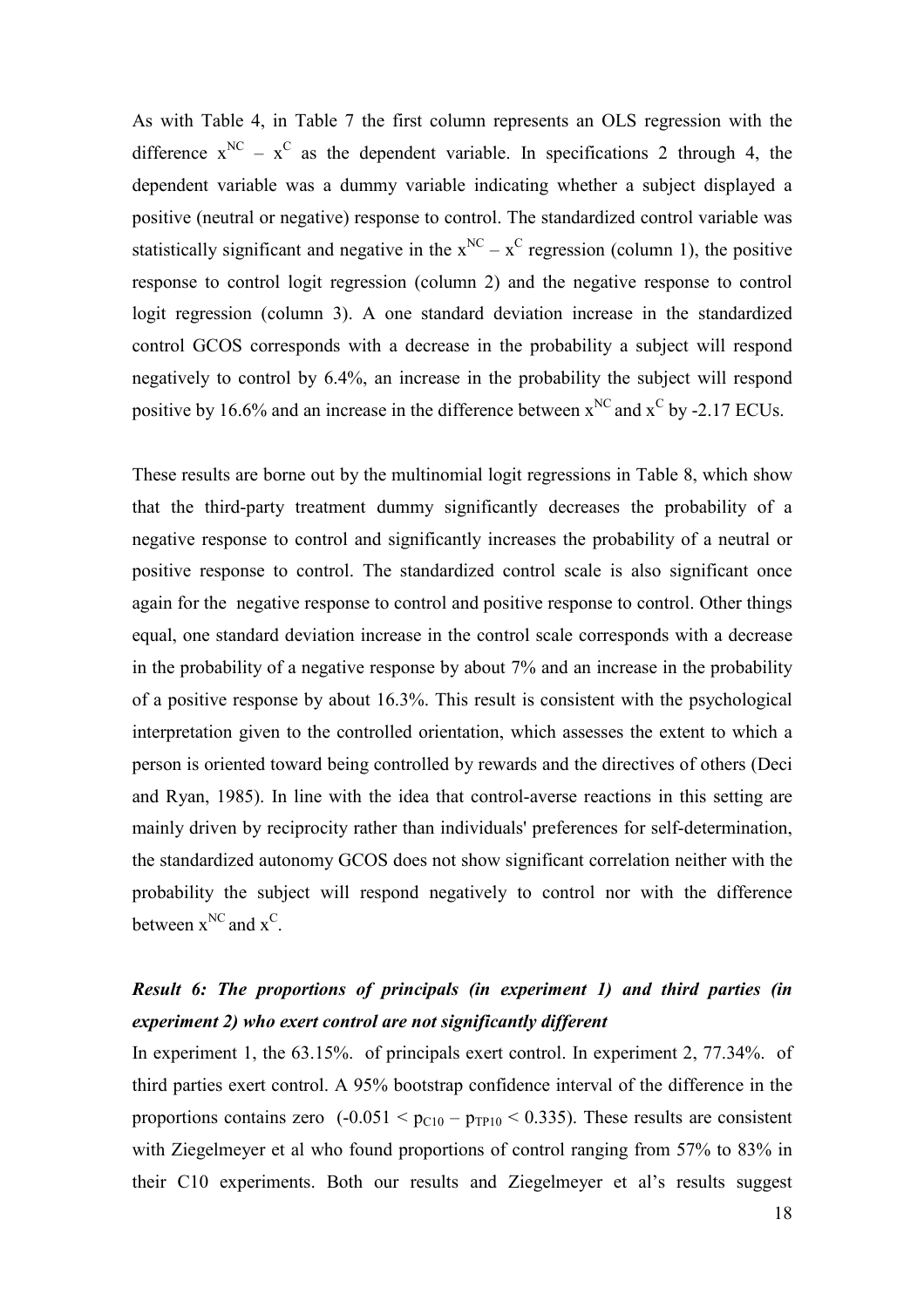As with Table 4, in Table 7 the first column represents an OLS regression with the difference $x^{NC} - x^{C}$ as the dependent variable. In specifications 2 through 4, the dependent variable was a dummy variable indicating whether a subject displayed a positive (neutral or negative) response to control. The standardized control variable was statistically significant and negative in the $x^{NC} - x^{C}$ regression (column 1), the positive response to control logit regression (column 2) and the negative response to control logit regression (column 3). A one standard deviation increase in the standardized control GCOS corresponds with a decrease in the probability a subject will respond negatively to control by 6.4%, an increase in the probability the subject will respond positive by 16.6% and an increase in the difference between $x^{NC}$ and $x^{C}$ by -2.17 ECUs.

These results are borne out by the multinomial logit regressions in Table 8, which show that the third-party treatment dummy significantly decreases the probability of a negative response to control and significantly increases the probability of a neutral or positive response to control. The standardized control scale is also significant once again for the negative response to control and positive response to control. Other things equal, one standard deviation increase in the control scale corresponds with a decrease in the probability of a negative response by about 7% and an increase in the probability of a positive response by about 16.3%. This result is consistent with the psychological interpretation given to the controlled orientation, which assesses the extent to which a person is oriented toward being controlled by rewards and the directives of others (Deci and Ryan, 1985). In line with the idea that control-averse reactions in this setting are mainly driven by reciprocity rather than individuals' preferences for self-determination, the standardized autonomy GCOS does not show significant correlation neither with the probability the subject will respond negatively to control nor with the difference between $x^{NC}$ and $x^{C}$.

***Result 6: The proportions of principals (in experiment 1) and third parties (in experiment 2) who exert control are not significantly different***

In experiment 1, the 63.15%. of principals exert control. In experiment 2, 77.34%. of third parties exert control. A 95% bootstrap confidence interval of the difference in the proportions contains zero ($-0.051 < p_{C10} - p_{TP10} < 0.335$). These results are consistent with Ziegelmeyer et al who found proportions of control ranging from 57% to 83% in their C10 experiments. Both our results and Ziegelmeyer et al's results suggest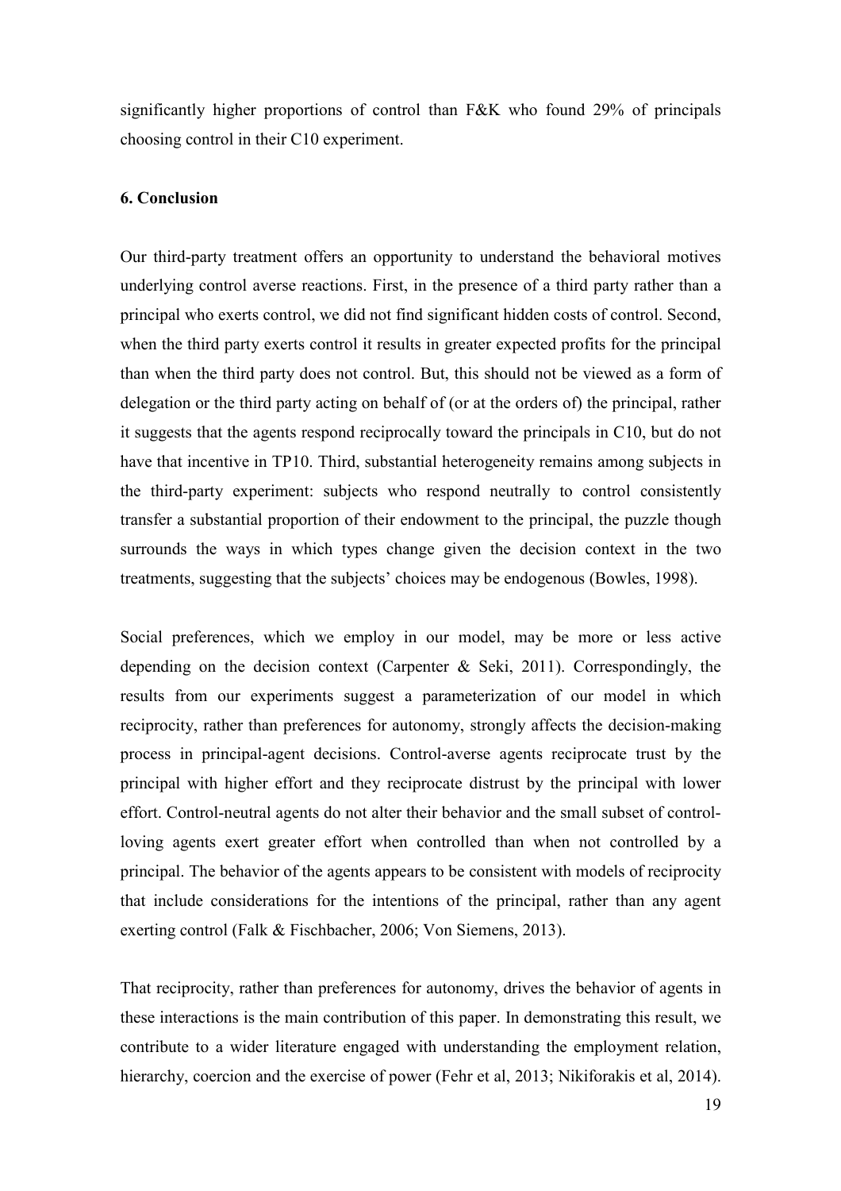significantly higher proportions of control than F&K who found 29% of principals choosing control in their C10 experiment.

### 6. Conclusion

Our third-party treatment offers an opportunity to understand the behavioral motives underlying control averse reactions. First, in the presence of a third party rather than a principal who exerts control, we did not find significant hidden costs of control. Second, when the third party exerts control it results in greater expected profits for the principal than when the third party does not control. But, this should not be viewed as a form of delegation or the third party acting on behalf of (or at the orders of) the principal, rather it suggests that the agents respond reciprocally toward the principals in C10, but do not have that incentive in TP10. Third, substantial heterogeneity remains among subjects in the third-party experiment: subjects who respond neutrally to control consistently transfer a substantial proportion of their endowment to the principal, the puzzle though surrounds the ways in which types change given the decision context in the two treatments, suggesting that the subjects' choices may be endogenous (Bowles, 1998).

Social preferences, which we employ in our model, may be more or less active depending on the decision context (Carpenter & Seki, 2011). Correspondingly, the results from our experiments suggest a parameterization of our model in which reciprocity, rather than preferences for autonomy, strongly affects the decision-making process in principal-agent decisions. Control-averse agents reciprocate trust by the principal with higher effort and they reciprocate distrust by the principal with lower effort. Control-neutral agents do not alter their behavior and the small subset of control-loving agents exert greater effort when controlled than when not controlled by a principal. The behavior of the agents appears to be consistent with models of reciprocity that include considerations for the intentions of the principal, rather than any agent exerting control (Falk & Fischbacher, 2006; Von Siemens, 2013).

That reciprocity, rather than preferences for autonomy, drives the behavior of agents in these interactions is the main contribution of this paper. In demonstrating this result, we contribute to a wider literature engaged with understanding the employment relation, hierarchy, coercion and the exercise of power (Fehr et al, 2013; Nikiforakis et al, 2014).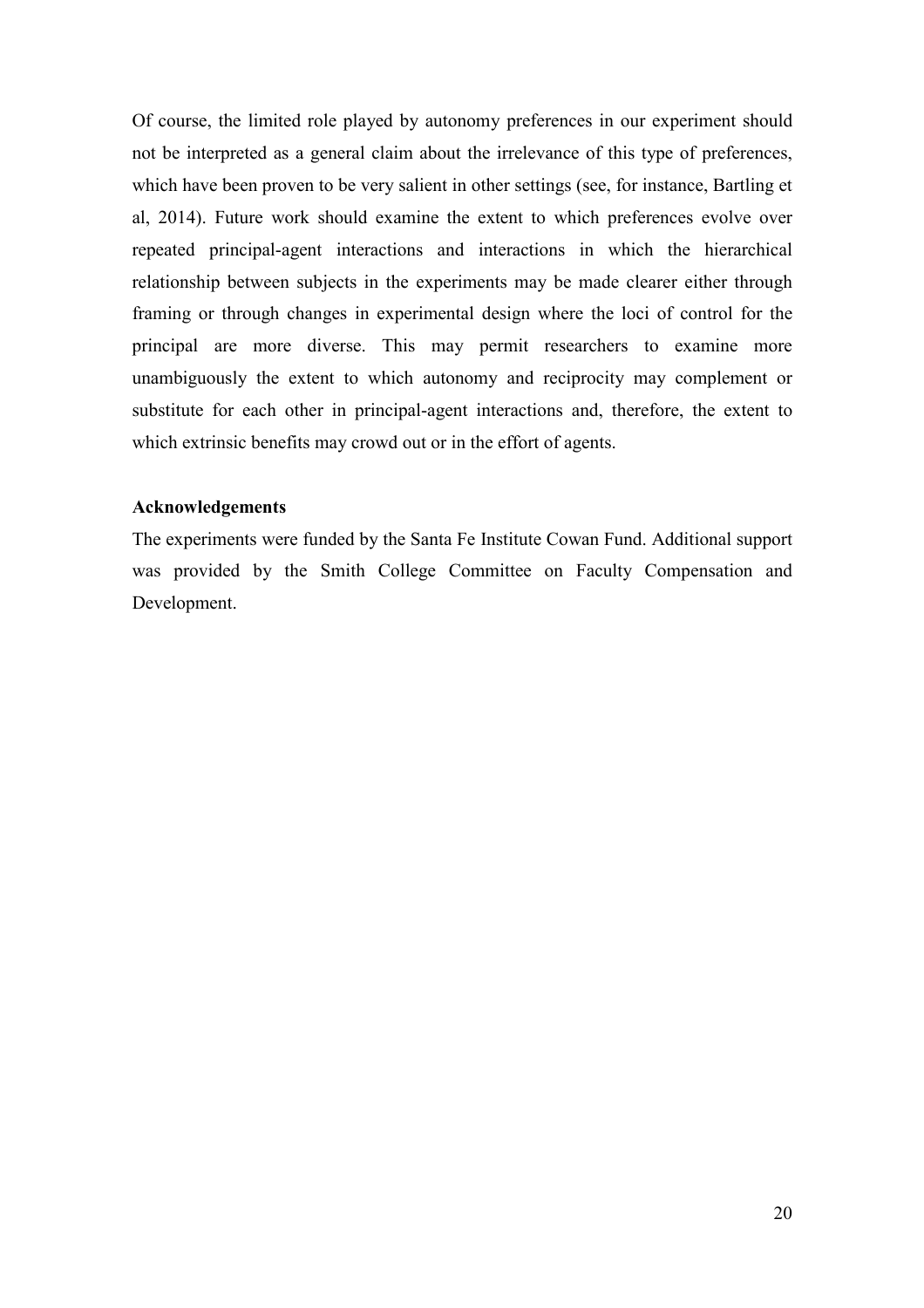Of course, the limited role played by autonomy preferences in our experiment should not be interpreted as a general claim about the irrelevance of this type of preferences, which have been proven to be very salient in other settings (see, for instance, Bartling et al, 2014). Future work should examine the extent to which preferences evolve over repeated principal-agent interactions and interactions in which the hierarchical relationship between subjects in the experiments may be made clearer either through framing or through changes in experimental design where the loci of control for the principal are more diverse. This may permit researchers to examine more unambiguously the extent to which autonomy and reciprocity may complement or substitute for each other in principal-agent interactions and, therefore, the extent to which extrinsic benefits may crowd out or in the effort of agents.

**Acknowledgements**

The experiments were funded by the Santa Fe Institute Cowan Fund. Additional support was provided by the Smith College Committee on Faculty Compensation and Development.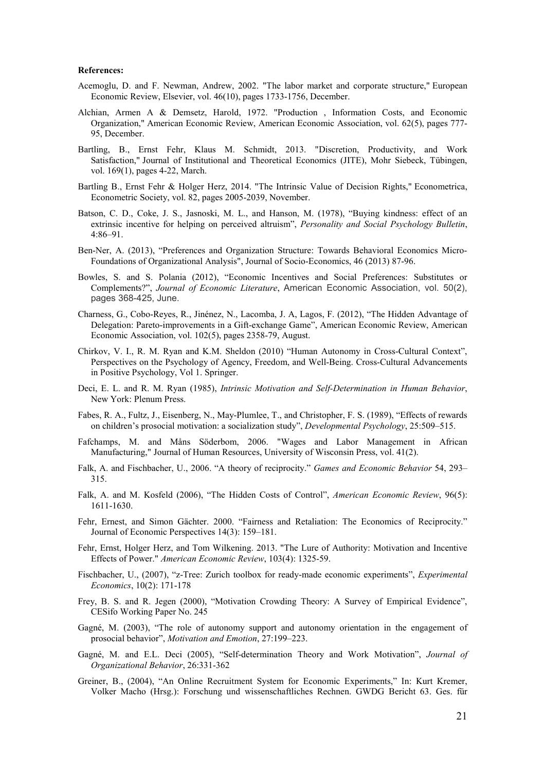**References:**

Acemoglu, D. and F. Newman, Andrew, 2002. "The labor market and corporate structure," European Economic Review, Elsevier, vol. 46(10), pages 1733-1756, December.

Alchian, Armen A & Demsetz, Harold, 1972. "Production , Information Costs, and Economic Organization," American Economic Review, American Economic Association, vol. 62(5), pages 777-95, December.

Bartling, B., Ernst Fehr, Klaus M. Schmidt, 2013. "Discretion, Productivity, and Work Satisfaction," Journal of Institutional and Theoretical Economics (JITE), Mohr Siebeck, Tübingen, vol. 169(1), pages 4-22, March.

Bartling B., Ernst Fehr & Holger Herz, 2014. "The Intrinsic Value of Decision Rights," Econometrica, Econometric Society, vol. 82, pages 2005-2039, November.

Batson, C. D., Coke, J. S., Jasnoski, M. L., and Hanson, M. (1978), "Buying kindness: effect of an extrinsic incentive for helping on perceived altruism", *Personality and Social Psychology Bulletin*, 4:86–91.

Ben-Ner, A. (2013), "Preferences and Organization Structure: Towards Behavioral Economics Micro-Foundations of Organizational Analysis", Journal of Socio-Economics, 46 (2013) 87-96.

Bowles, S. and S. Polania (2012), "Economic Incentives and Social Preferences: Substitutes or Complements?", *Journal of Economic Literature*, American Economic Association, vol. 50(2), pages 368-425, June.

Charness, G., Cobo-Reyes, R., Jinénez, N., Lacomba, J. A, Lagos, F. (2012), "The Hidden Advantage of Delegation: Pareto-improvements in a Gift-exchange Game", American Economic Review, American Economic Association, vol. 102(5), pages 2358-79, August.

Chirkov, V. I., R. M. Ryan and K.M. Sheldon (2010) "Human Autonomy in Cross-Cultural Context", Perspectives on the Psychology of Agency, Freedom, and Well-Being. Cross-Cultural Advancements in Positive Psychology, Vol 1. Springer.

Deci, E. L. and R. M. Ryan (1985), *Intrinsic Motivation and Self-Determination in Human Behavior*, New York: Plenum Press.

Fabes, R. A., Fultz, J., Eisenberg, N., May-Plumlee, T., and Christopher, F. S. (1989), "Effects of rewards on children's prosocial motivation: a socialization study", *Developmental Psychology*, 25:509–515.

Fafchamps, M. and Måns Söderbom, 2006. "Wages and Labor Management in African Manufacturing," Journal of Human Resources, University of Wisconsin Press, vol. 41(2).

Falk, A. and Fischbacher, U., 2006. "A theory of reciprocity." *Games and Economic Behavior* 54, 293–315.

Falk, A. and M. Kosfeld (2006), "The Hidden Costs of Control", *American Economic Review*, 96(5): 1611-1630.

Fehr, Ernest, and Simon Gächter. 2000. "Fairness and Retaliation: The Economics of Reciprocity." Journal of Economic Perspectives 14(3): 159–181.

Fehr, Ernst, Holger Herz, and Tom Wilkening. 2013. "The Lure of Authority: Motivation and Incentive Effects of Power." *American Economic Review*, 103(4): 1325-59.

Fischbacher, U., (2007), "z-Tree: Zurich toolbox for ready-made economic experiments", *Experimental Economics*, 10(2): 171-178

Frey, B. S. and R. Jegen (2000), "Motivation Crowding Theory: A Survey of Empirical Evidence", CESifo Working Paper No. 245

Gagné, M. (2003), "The role of autonomy support and autonomy orientation in the engagement of prosocial behavior", *Motivation and Emotion*, 27:199–223.

Gagné, M. and E.L. Deci (2005), "Self-determination Theory and Work Motivation", *Journal of Organizational Behavior*, 26:331-362

Greiner, B., (2004), "An Online Recruitment System for Economic Experiments," In: Kurt Kremer, Volker Macho (Hrsg.): Forschung und wissenschaftliches Rechnen. GWDG Bericht 63. Ges. für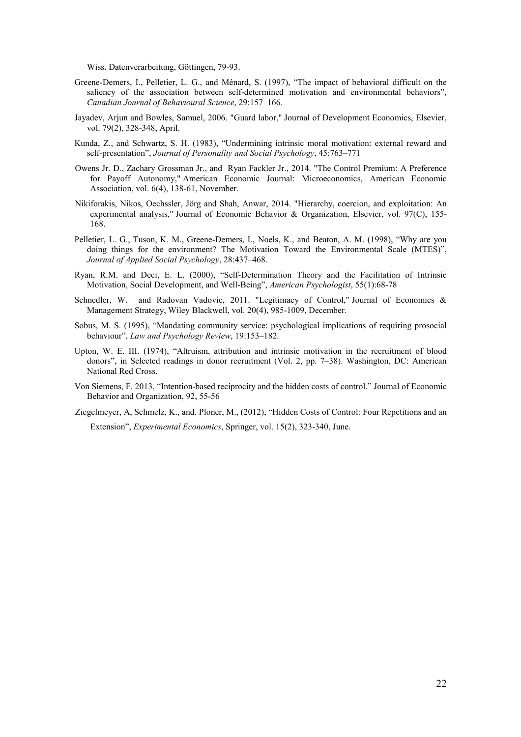Wiss. Datenverarbeitung, Göttingen, 79-93.

Greene-Demers, I., Pelletier, L. G., and Ménard, S. (1997), "The impact of behavioral difficult on the saliency of the association between self-determined motivation and environmental behaviors", *Canadian Journal of Behavioural Science*, 29:157–166.

Jayadev, Arjun and Bowles, Samuel, 2006. "Guard labor," Journal of Development Economics, Elsevier, vol. 79(2), 328-348, April.

Kunda, Z., and Schwartz, S. H. (1983), "Undermining intrinsic moral motivation: external reward and self-presentation", *Journal of Personality and Social Psychology*, 45:763–771

Owens Jr. D., Zachary Grossman Jr., and Ryan Fackler Jr., 2014. "The Control Premium: A Preference for Payoff Autonomy," American Economic Journal: Microeconomics, American Economic Association, vol. 6(4), 138-61, November.

Nikiforakis, Nikos, Oechssler, Jörg and Shah, Anwar, 2014. "Hierarchy, coercion, and exploitation: An experimental analysis," Journal of Economic Behavior & Organization, Elsevier, vol. 97(C), 155-168.

Pelletier, L. G., Tuson, K. M., Greene-Demers, I., Noels, K., and Beaton, A. M. (1998), "Why are you doing things for the environment? The Motivation Toward the Environmental Scale (MTES)", *Journal of Applied Social Psychology*, 28:437–468.

Ryan, R.M. and Deci, E. L. (2000), "Self-Determination Theory and the Facilitation of Intrinsic Motivation, Social Development, and Well-Being", *American Psychologist*, 55(1):68-78

Schnedler, W. and Radovan Vadovic, 2011. "Legitimacy of Control," Journal of Economics & Management Strategy, Wiley Blackwell, vol. 20(4), 985-1009, December.

Sobus, M. S. (1995), "Mandating community service: psychological implications of requiring prosocial behaviour", *Law and Psychology Review*, 19:153–182.

Upton, W. E. III. (1974), "Altruism, attribution and intrinsic motivation in the recruitment of blood donors", in Selected readings in donor recruitment (Vol. 2, pp. 7–38). Washington, DC: American National Red Cross.

Von Siemens, F. 2013, "Intention-based reciprocity and the hidden costs of control." Journal of Economic Behavior and Organization, 92, 55-56

Ziegelmeyer, A, Schmelz, K., and. Ploner, M., (2012), "Hidden Costs of Control: Four Repetitions and an Extension", *Experimental Economics*, Springer, vol. 15(2), 323-340, June.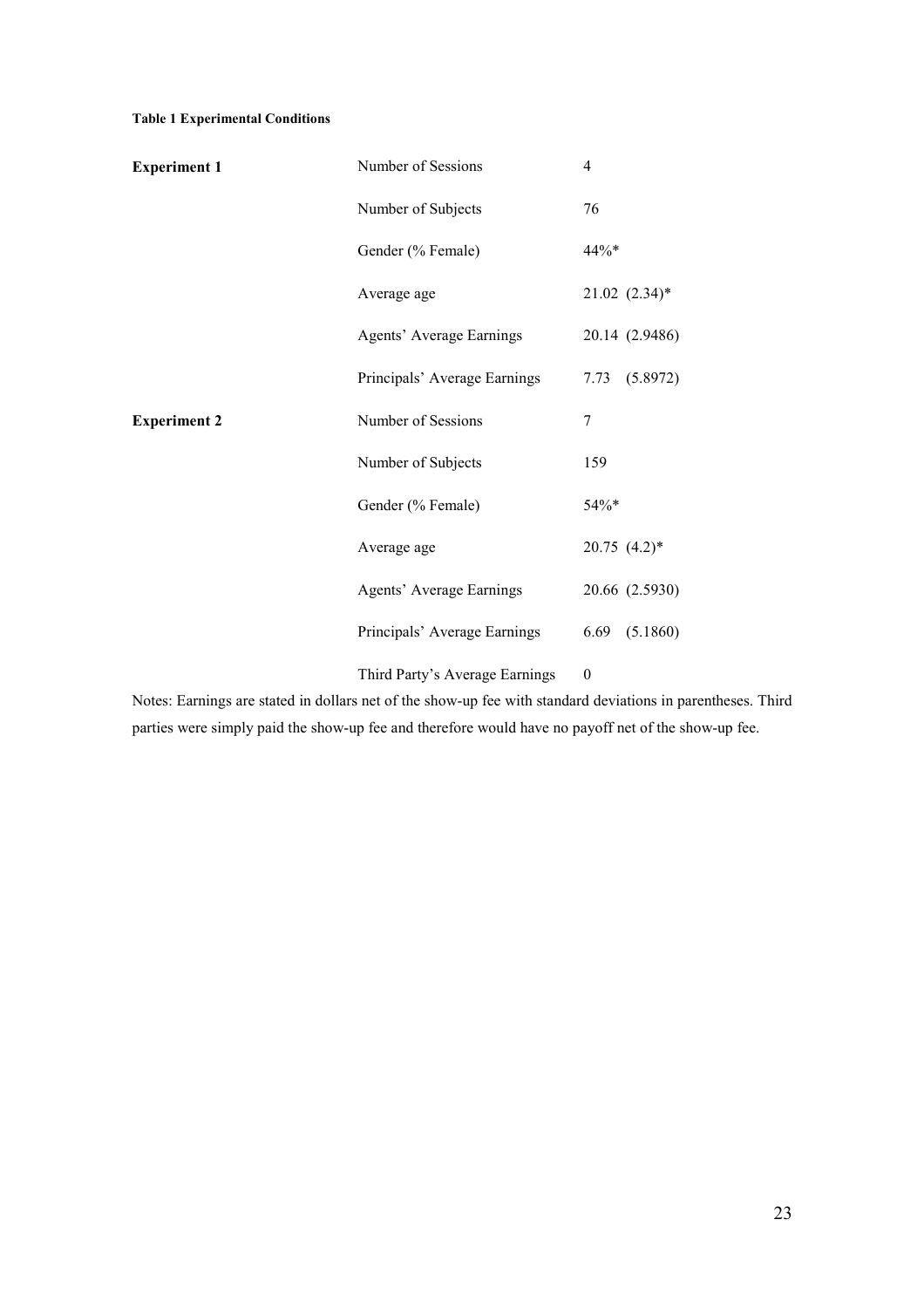**Table 1 Experimental Conditions**

| | | |
|---|---|---|
| **Experiment 1** | Number of Sessions | 4 |
| | Number of Subjects | 76 |
| | Gender (% Female) | 44%* |
| | Average age | 21.02 (2.34)* |
| | Agents' Average Earnings | 20.14 (2.9486) |
| | Principals' Average Earnings | 7.73 (5.8972) |
| **Experiment 2** | Number of Sessions | 7 |
| | Number of Subjects | 159 |
| | Gender (% Female) | 54%* |
| | Average age | 20.75 (4.2)* |
| | Agents' Average Earnings | 20.66 (2.5930) |
| | Principals' Average Earnings | 6.69 (5.1860) |
| | Third Party's Average Earnings | 0 |

Notes: Earnings are stated in dollars net of the show-up fee with standard deviations in parentheses. Third parties were simply paid the show-up fee and therefore would have no payoff net of the show-up fee.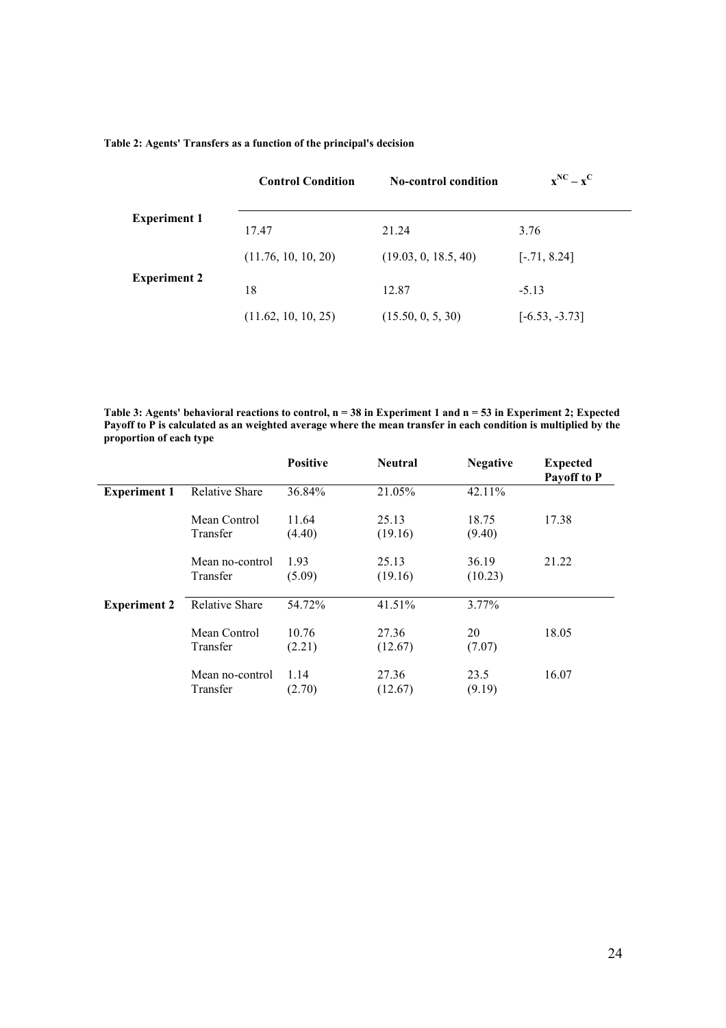**Table 2: Agents' Transfers as a function of the principal's decision**

| | Control Condition | No-control condition | $x^{NC} - x^{C}$ |
|---|---|---|---|
| **Experiment 1** | 17.47 | 21.24 | 3.76 |
| | (11.76, 10, 10, 20) | (19.03, 0, 18.5, 40) | [-.71, 8.24] |
| **Experiment 2** | 18 | 12.87 | -5.13 |
| | (11.62, 10, 10, 25) | (15.50, 0, 5, 30) | [-6.53, -3.73] |

**Table 3: Agents' behavioral reactions to control, n = 38 in Experiment 1 and n = 53 in Experiment 2; Expected Payoff to P is calculated as an weighted average where the mean transfer in each condition is multiplied by the proportion of each type**

| | | Positive | Neutral | Negative | Expected Payoff to P |
|---|---|---|---|---|---|
| **Experiment 1** | Relative Share | 36.84% | 21.05% | 42.11% | |
| | Mean Control Transfer | 11.64 (4.40) | 25.13 (19.16) | 18.75 (9.40) | 17.38 |
| | Mean no-control Transfer | 1.93 (5.09) | 25.13 (19.16) | 36.19 (10.23) | 21.22 |
| **Experiment 2** | Relative Share | 54.72% | 41.51% | 3.77% | |
| | Mean Control Transfer | 10.76 (2.21) | 27.36 (12.67) | 20 (7.07) | 18.05 |
| | Mean no-control Transfer | 1.14 (2.70) | 27.36 (12.67) | 23.5 (9.19) | 16.07 |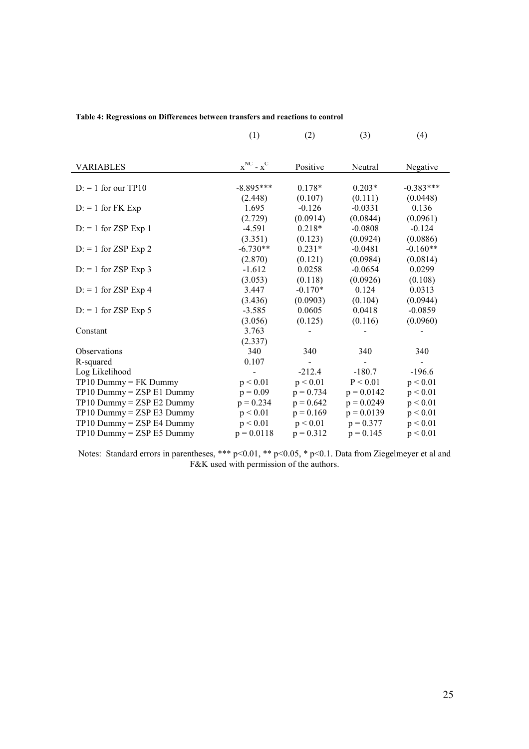**Table 4: Regressions on Differences between transfers and reactions to control**

| | (1) | (2) | (3) | (4) |
|---|---|---|---|---|
| VARIABLES | $x^{NC} - x^{C}$ | Positive | Neutral | Negative |
| D: = 1 for our TP10 | -8.895*** | 0.178* | 0.203* | -0.383*** |
| | (2.448) | (0.107) | (0.111) | (0.0448) |
| D: = 1 for FK Exp | 1.695 | -0.126 | -0.0331 | 0.136 |
| | (2.729) | (0.0914) | (0.0844) | (0.0961) |
| D: = 1 for ZSP Exp 1 | -4.591 | 0.218* | -0.0808 | -0.124 |
| | (3.351) | (0.123) | (0.0924) | (0.0886) |
| D: = 1 for ZSP Exp 2 | -6.730** | 0.231* | -0.0481 | -0.160** |
| | (2.870) | (0.121) | (0.0984) | (0.0814) |
| D: = 1 for ZSP Exp 3 | -1.612 | 0.0258 | -0.0654 | 0.0299 |
| | (3.053) | (0.118) | (0.0926) | (0.108) |
| D: = 1 for ZSP Exp 4 | 3.447 | -0.170* | 0.124 | 0.0313 |
| | (3.436) | (0.0903) | (0.104) | (0.0944) |
| D: = 1 for ZSP Exp 5 | -3.585 | 0.0605 | 0.0418 | -0.0859 |
| | (3.056) | (0.125) | (0.116) | (0.0960) |
| Constant | 3.763 | - | - | - |
| | (2.337) | | | |
| Observations | 340 | 340 | 340 | 340 |
| R-squared | 0.107 | - | - | - |
| Log Likelihood | - | -212.4 | -180.7 | -196.6 |
| TP10 Dummy = FK Dummy | $p < 0.01$ | $p < 0.01$ | $P < 0.01$ | $p < 0.01$ |
| TP10 Dummy = ZSP E1 Dummy | $p = 0.09$ | $p = 0.734$ | $p = 0.0142$ | $p < 0.01$ |
| TP10 Dummy = ZSP E2 Dummy | $p = 0.234$ | $p = 0.642$ | $p = 0.0249$ | $p < 0.01$ |
| TP10 Dummy = ZSP E3 Dummy | $p < 0.01$ | $p = 0.169$ | $p = 0.0139$ | $p < 0.01$ |
| TP10 Dummy = ZSP E4 Dummy | $p < 0.01$ | $p < 0.01$ | $p = 0.377$ | $p < 0.01$ |
| TP10 Dummy = ZSP E5 Dummy | $p = 0.0118$ | $p = 0.312$ | $p = 0.145$ | $p < 0.01$ |

Notes: Standard errors in parentheses, *** p<0.01, ** p<0.05, * p<0.1. Data from Ziegelmeyer et al and F&K used with permission of the authors.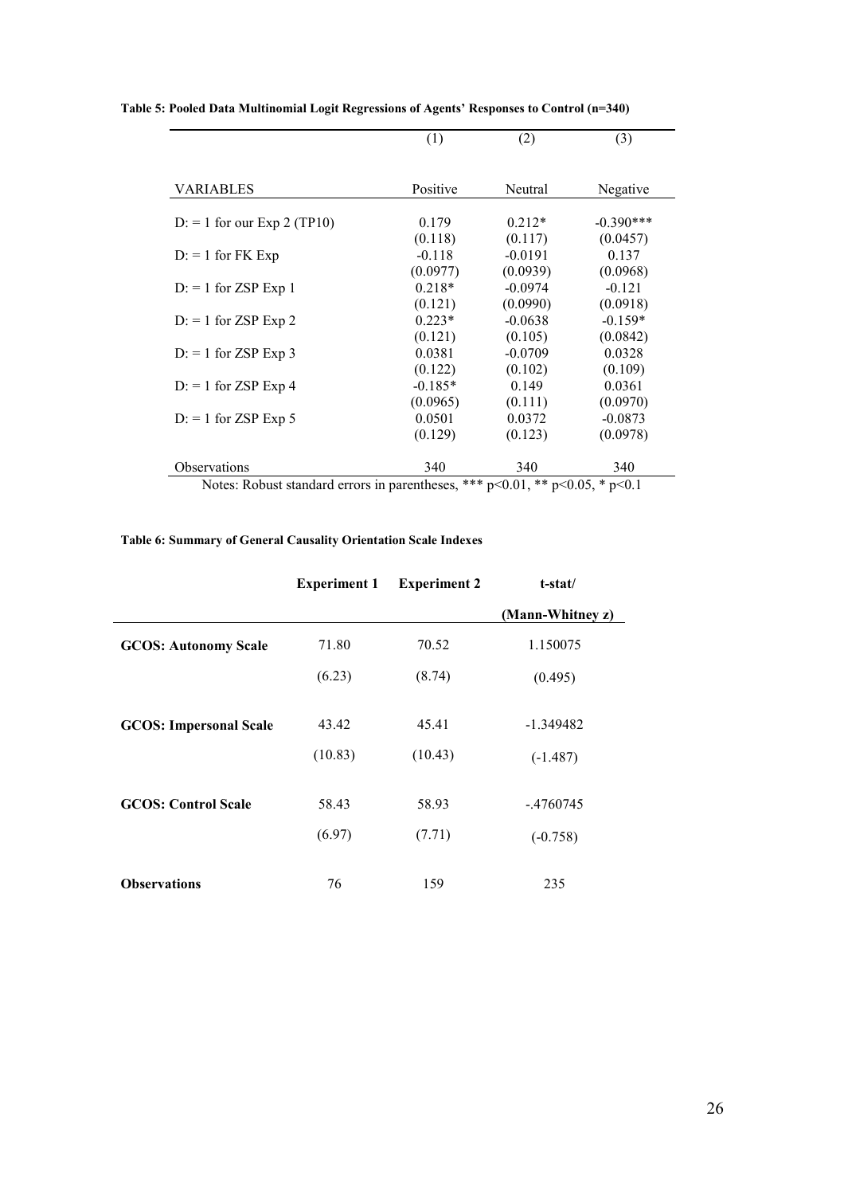**Table 5: Pooled Data Multinomial Logit Regressions of Agents' Responses to Control (n=340)**

| | (1) | (2) | (3) |
|---|---|---|---|
| VARIABLES | Positive | Neutral | Negative |
| D: = 1 for our Exp 2 (TP10) | 0.179 | 0.212* | -0.390*** |
| | (0.118) | (0.117) | (0.0457) |
| D: = 1 for FK Exp | -0.118 | -0.0191 | 0.137 |
| | (0.0977) | (0.0939) | (0.0968) |
| D: = 1 for ZSP Exp 1 | 0.218* | -0.0974 | -0.121 |
| | (0.121) | (0.0990) | (0.0918) |
| D: = 1 for ZSP Exp 2 | 0.223* | -0.0638 | -0.159* |
| | (0.121) | (0.105) | (0.0842) |
| D: = 1 for ZSP Exp 3 | 0.0381 | -0.0709 | 0.0328 |
| | (0.122) | (0.102) | (0.109) |
| D: = 1 for ZSP Exp 4 | -0.185* | 0.149 | 0.0361 |
| | (0.0965) | (0.111) | (0.0970) |
| D: = 1 for ZSP Exp 5 | 0.0501 | 0.0372 | -0.0873 |
| | (0.129) | (0.123) | (0.0978) |
| Observations | 340 | 340 | 340 |

Notes: Robust standard errors in parentheses, *** $p<0.01$, ** $p<0.05$, * $p<0.1$

**Table 6: Summary of General Causality Orientation Scale Indexes**

| | **Experiment 1** | **Experiment 2** | **t-stat/ (Mann-Whitney z)** |
|---|---|---|---|
| **GCOS: Autonomy Scale** | 71.80 | 70.52 | 1.150075 |
| | (6.23) | (8.74) | (0.495) |
| **GCOS: Impersonal Scale** | 43.42 | 45.41 | -1.349482 |
| | (10.83) | (10.43) | (-1.487) |
| **GCOS: Control Scale** | 58.43 | 58.93 | -.4760745 |
| | (6.97) | (7.71) | (-0.758) |
| **Observations** | 76 | 159 | 235 |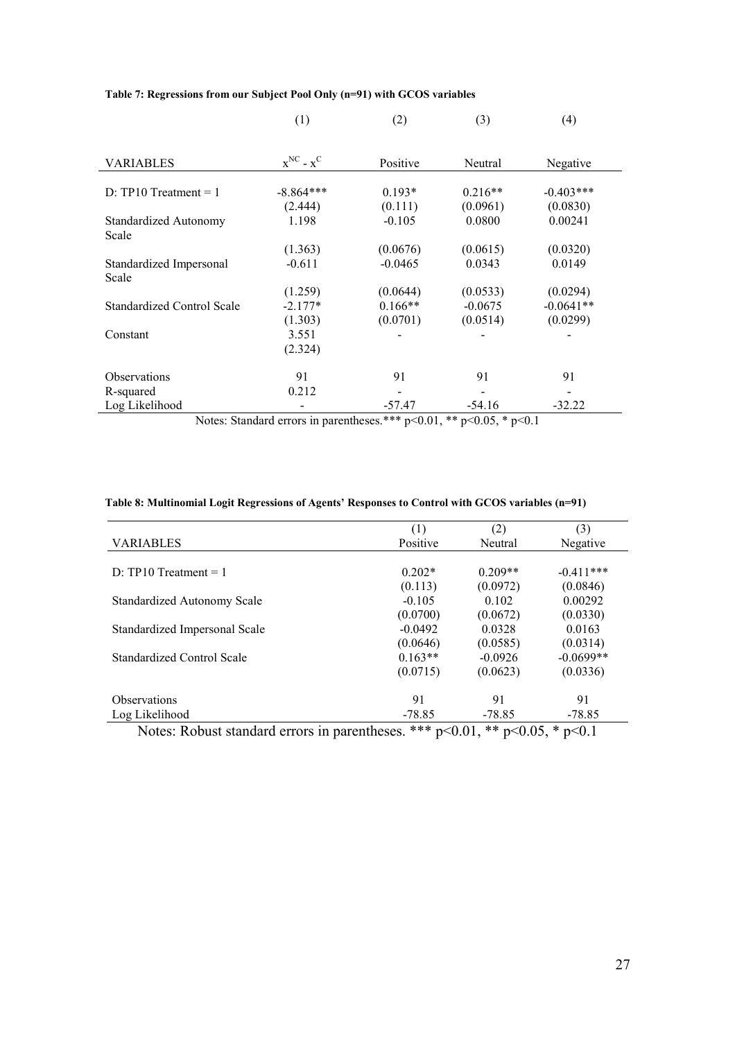**Table 7: Regressions from our Subject Pool Only (n=91) with GCOS variables**

| | (1) | (2) | (3) | (4) |
|---|---|---|---|---|
| VARIABLES | $x^{NC}$ - $x^{C}$ | Positive | Neutral | Negative |
| D: TP10 Treatment = 1 | -8.864*** | 0.193* | 0.216** | -0.403*** |
| | (2.444) | (0.111) | (0.0961) | (0.0830) |
| Standardized Autonomy Scale | 1.198 | -0.105 | 0.0800 | 0.00241 |
| | (1.363) | (0.0676) | (0.0615) | (0.0320) |
| Standardized Impersonal Scale | -0.611 | -0.0465 | 0.0343 | 0.0149 |
| | (1.259) | (0.0644) | (0.0533) | (0.0294) |
| Standardized Control Scale | -2.177* | 0.166** | -0.0675 | -0.0641** |
| | (1.303) | (0.0701) | (0.0514) | (0.0299) |
| Constant | 3.551 | - | - | - |
| | (2.324) | | | |
| Observations | 91 | 91 | 91 | 91 |
| R-squared | 0.212 | - | - | - |
| Log Likelihood | - | -57.47 | -54.16 | -32.22 |

Notes: Standard errors in parentheses.*** $p<0.01$, ** $p<0.05$, * $p<0.1$

**Table 8: Multinomial Logit Regressions of Agents' Responses to Control with GCOS variables (n=91)**

| VARIABLES | (1) Positive | (2) Neutral | (3) Negative |
|---|---|---|---|
| D: TP10 Treatment = 1 | 0.202* | 0.209** | -0.411*** |
| | (0.113) | (0.0972) | (0.0846) |
| Standardized Autonomy Scale | -0.105 | 0.102 | 0.00292 |
| | (0.0700) | (0.0672) | (0.0330) |
| Standardized Impersonal Scale | -0.0492 | 0.0328 | 0.0163 |
| | (0.0646) | (0.0585) | (0.0314) |
| Standardized Control Scale | 0.163** | -0.0926 | -0.0699** |
| | (0.0715) | (0.0623) | (0.0336) |
| Observations | 91 | 91 | 91 |
| Log Likelihood | -78.85 | -78.85 | -78.85 |

Notes: Robust standard errors in parentheses. *** $p<0.01$, ** $p<0.05$, * $p<0.1$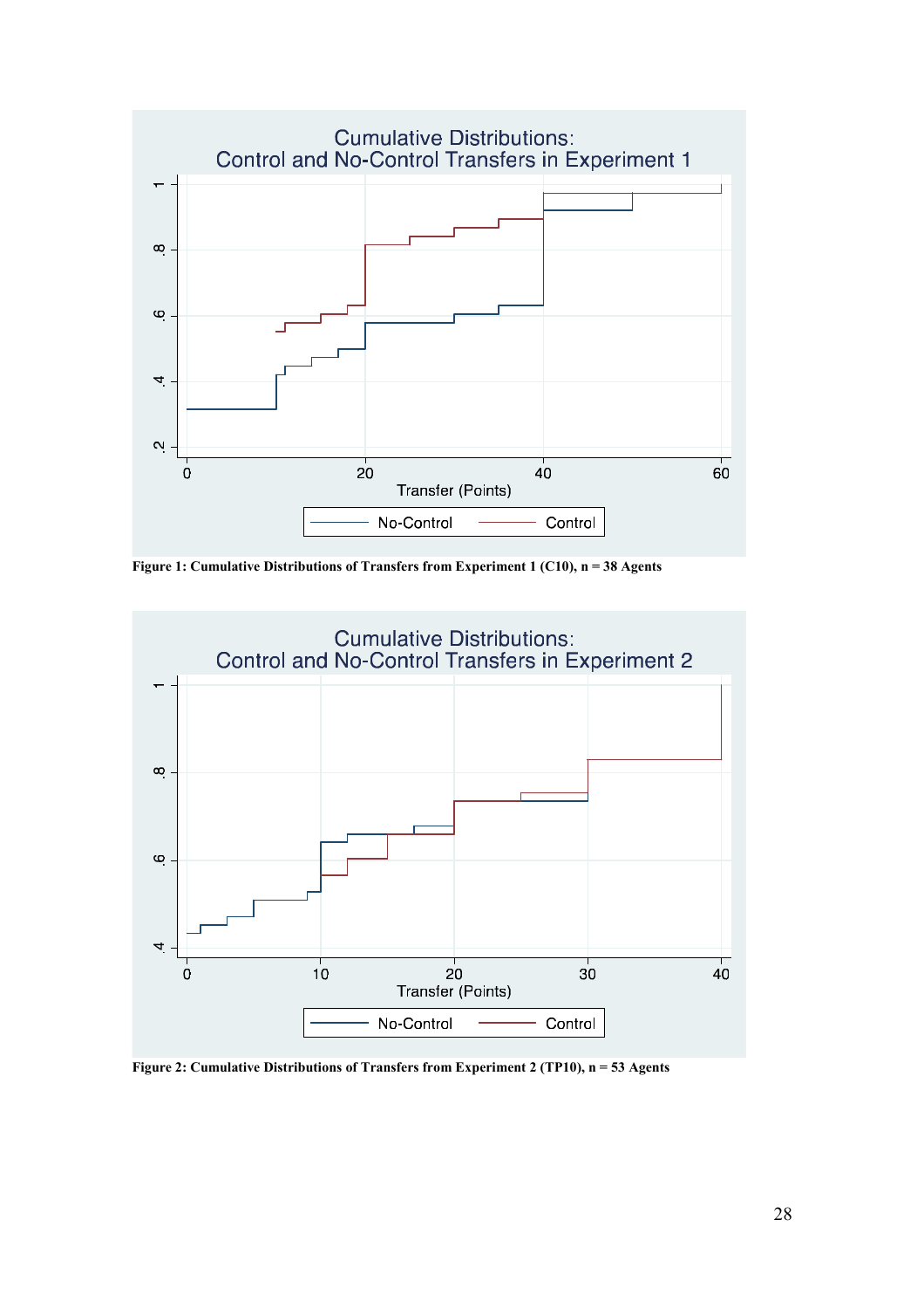Figure 1: Cumulative Distributions of Transfers from Experiment 1 (C10), n = 38 Agents

Figure 2: Cumulative Distributions of Transfers from Experiment 2 (TP10), n = 53 Agents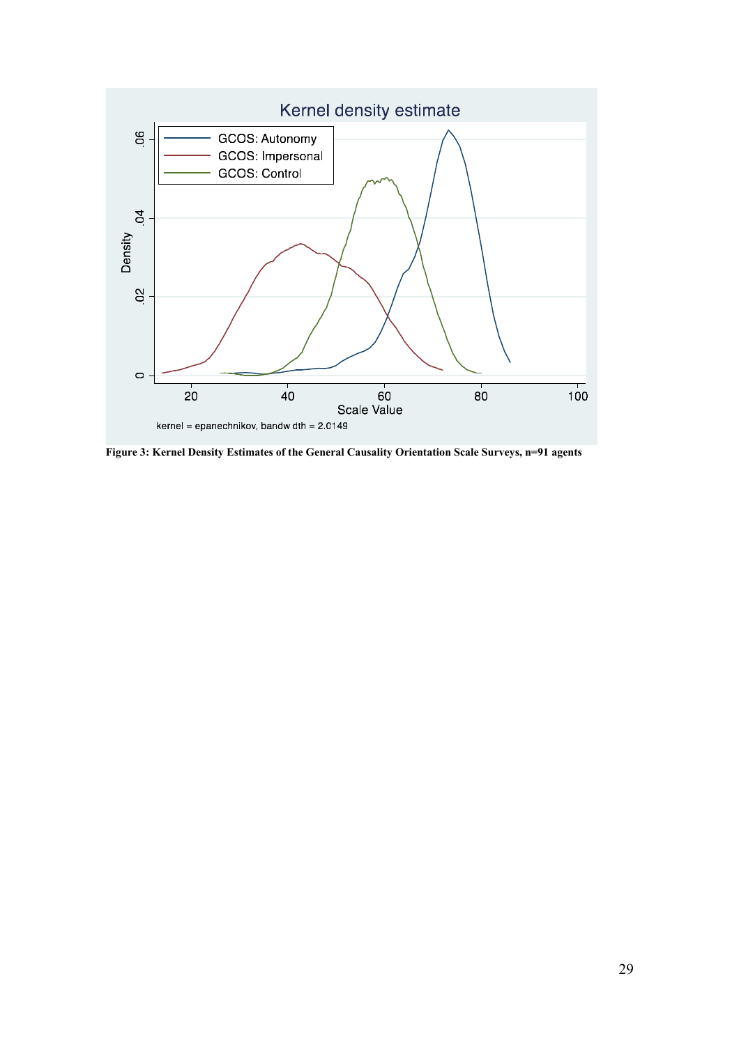Kernel density estimate

GCOS: Autonomy
GCOS: Impersonal
GCOS: Control

Density

0
.02
.04
.06

20
40
60
80
100

Scale Value

kernel = epanechnikov, bandwidth = 2.0149

**Figure 3: Kernel Density Estimates of the General Causality Orientation Scale Surveys, n=91 agents**